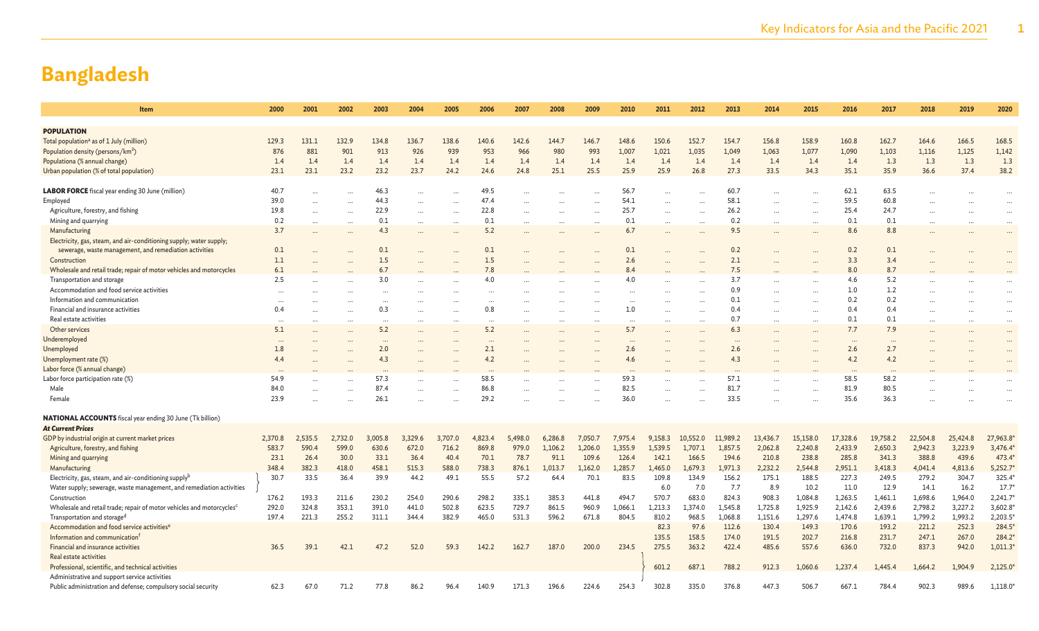# Bangladesh

| Item | 2000 | 2001 | 2002 | 2003 | 2004 | 2005 | 2006 | 2007 | 2008 | 2009 | 2010 | 2011 | 2012 | 2013 | 2014 | 2015 | 2016 | 2017 | 2018 | 2019 | 2020 |
|---|---|---|---|---|---|---|---|---|---|---|---|---|---|---|---|---|---|---|---|---|---|
| **POPULATION** | | | | | | | | | | | | | | | | | | | | | |
| Total population[a] as of 1 July (million) | 129.3 | 131.1 | 132.9 | 134.8 | 136.7 | 138.6 | 140.6 | 142.6 | 144.7 | 146.7 | 148.6 | 150.6 | 152.7 | 154.7 | 156.8 | 158.9 | 160.8 | 162.7 | 164.6 | 166.5 | 168.5 |
| Population density (persons/km²) | 876 | 881 | 901 | 913 | 926 | 939 | 953 | 966 | 980 | 993 | 1,007 | 1,021 | 1,035 | 1,049 | 1,063 | 1,077 | 1,090 | 1,103 | 1,116 | 1,125 | 1,142 |
| Population[a] (% annual change) | 1.4 | 1.4 | 1.4 | 1.4 | 1.4 | 1.4 | 1.4 | 1.4 | 1.4 | 1.4 | 1.4 | 1.4 | 1.4 | 1.4 | 1.4 | 1.4 | 1.4 | 1.3 | 1.3 | 1.3 | 1.3 |
| Urban population (% of total population) | 23.1 | 23.1 | 23.2 | 23.2 | 23.7 | 24.2 | 24.6 | 24.8 | 25.1 | 25.5 | 25.9 | 25.9 | 26.8 | 27.3 | 33.5 | 34.3 | 35.1 | 35.9 | 36.6 | 37.4 | 38.2 |
| **LABOR FORCE** fiscal year ending 30 June (million) | 40.7 | ... | ... | 46.3 | ... | ... | 49.5 | ... | ... | ... | 56.7 | ... | ... | 60.7 | ... | ... | 62.1 | 63.5 | ... | ... | ... |
| Employed | 39.0 | ... | ... | 44.3 | ... | ... | 47.4 | ... | ... | ... | 54.1 | ... | ... | 58.1 | ... | ... | 59.5 | 60.8 | ... | ... | ... |
| Agriculture, forestry, and fishing | 19.8 | ... | ... | 22.9 | ... | ... | 22.8 | ... | ... | ... | 25.7 | ... | ... | 26.2 | ... | ... | 25.4 | 24.7 | ... | ... | ... |
| Mining and quarrying | 0.2 | ... | ... | 0.1 | ... | ... | 0.1 | ... | ... | ... | 0.1 | ... | ... | 0.2 | ... | ... | 0.1 | 0.1 | ... | ... | ... |
| Manufacturing | 3.7 | ... | ... | 4.3 | ... | ... | 5.2 | ... | ... | ... | 6.7 | ... | ... | 9.5 | ... | ... | 8.6 | 8.8 | ... | ... | ... |
| Electricity, gas, steam, and air-conditioning supply; water supply; sewerage, waste management, and remediation activities | 0.1 | ... | ... | 0.1 | ... | ... | 0.1 | ... | ... | ... | 0.1 | ... | ... | 0.2 | ... | ... | 0.2 | 0.1 | ... | ... | ... |
| Construction | 1.1 | ... | ... | 1.5 | ... | ... | 1.5 | ... | ... | ... | 2.6 | ... | ... | 2.1 | ... | ... | 3.3 | 3.4 | ... | ... | ... |
| Wholesale and retail trade; repair of motor vehicles and motorcycles | 6.1 | ... | ... | 6.7 | ... | ... | 7.8 | ... | ... | ... | 8.4 | ... | ... | 7.5 | ... | ... | 8.0 | 8.7 | ... | ... | ... |
| Transportation and storage | 2.5 | ... | ... | 3.0 | ... | ... | 4.0 | ... | ... | ... | 4.0 | ... | ... | 3.7 | ... | ... | 4.6 | 5.2 | ... | ... | ... |
| Accommodation and food service activities | ... | ... | ... | ... | ... | ... | ... | ... | ... | ... | ... | ... | ... | 0.9 | ... | ... | 1.0 | 1.2 | ... | ... | ... |
| Information and communication | ... | ... | ... | ... | ... | ... | ... | ... | ... | ... | ... | ... | ... | 0.1 | ... | ... | 0.2 | 0.2 | ... | ... | ... |
| Financial and insurance activities | 0.4 | ... | ... | 0.3 | ... | ... | 0.8 | ... | ... | ... | 1.0 | ... | ... | 0.4 | ... | ... | 0.4 | 0.4 | ... | ... | ... |
| Real estate activities | ... | ... | ... | ... | ... | ... | ... | ... | ... | ... | ... | ... | ... | 0.7 | ... | ... | 0.1 | 0.1 | ... | ... | ... |
| Other services | 5.1 | ... | ... | 5.2 | ... | ... | 5.2 | ... | ... | ... | 5.7 | ... | ... | 6.3 | ... | ... | 7.7 | 7.9 | ... | ... | ... |
| Underemployed | ... | ... | ... | ... | ... | ... | ... | ... | ... | ... | ... | ... | ... | ... | ... | ... | ... | ... | ... | ... | ... |
| Unemployed | 1.8 | ... | ... | 2.0 | ... | ... | 2.1 | ... | ... | ... | 2.6 | ... | ... | 2.6 | ... | ... | 2.6 | 2.7 | ... | ... | ... |
| Unemployment rate (%) | 4.4 | ... | ... | 4.3 | ... | ... | 4.2 | ... | ... | ... | 4.6 | ... | ... | 4.3 | ... | ... | 4.2 | 4.2 | ... | ... | ... |
| Labor force (% annual change) | ... | ... | ... | ... | ... | ... | ... | ... | ... | ... | ... | ... | ... | ... | ... | ... | ... | ... | ... | ... | ... |
| Labor force participation rate (%) | 54.9 | ... | ... | 57.3 | ... | ... | 58.5 | ... | ... | ... | 59.3 | ... | ... | 57.1 | ... | ... | 58.5 | 58.2 | ... | ... | ... |
| Male | 84.0 | ... | ... | 87.4 | ... | ... | 86.8 | ... | ... | ... | 82.5 | ... | ... | 81.7 | ... | ... | 81.9 | 80.5 | ... | ... | ... |
| Female | 23.9 | ... | ... | 26.1 | ... | ... | 29.2 | ... | ... | ... | 36.0 | ... | ... | 33.5 | ... | ... | 35.6 | 36.3 | ... | ... | ... |
| **NATIONAL ACCOUNTS** fiscal year ending 30 June (Tk billion) | | | | | | | | | | | | | | | | | | | | | |
| ***At Current Prices*** | | | | | | | | | | | | | | | | | | | | | |
| GDP by industrial origin at current market prices | 2,370.8 | 2,535.5 | 2,732.0 | 3,005.8 | 3,329.6 | 3,707.0 | 4,823.4 | 5,498.0 | 6,286.8 | 7,050.7 | 7,975.4 | 9,158.3 | 10,552.0 | 11,989.2 | 13,436.7 | 15,158.0 | 17,328.6 | 19,758.2 | 22,504.8 | 25,424.8 | 27,963.8* |
| Agriculture, forestry, and fishing | 583.7 | 590.4 | 599.0 | 630.6 | 672.0 | 716.2 | 869.8 | 979.0 | 1,106.2 | 1,206.0 | 1,355.9 | 1,539.5 | 1,707.1 | 1,857.5 | 2,062.8 | 2,240.8 | 2,433.9 | 2,650.3 | 2,942.3 | 3,223.9 | 3,476.4* |
| Mining and quarrying | 23.1 | 26.4 | 30.0 | 33.1 | 36.4 | 40.4 | 70.1 | 78.7 | 91.1 | 109.6 | 126.4 | 142.1 | 166.5 | 194.6 | 210.8 | 238.8 | 285.8 | 341.3 | 388.8 | 439.6 | 473.4* |
| Manufacturing | 348.4 | 382.3 | 418.0 | 458.1 | 515.3 | 588.0 | 738.3 | 876.1 | 1,013.7 | 1,162.0 | 1,285.7 | 1,465.0 | 1,679.3 | 1,971.3 | 2,232.2 | 2,544.8 | 2,951.1 | 3,418.3 | 4,041.4 | 4,813.6 | 5,252.7* |
| Electricity, gas, steam, and air-conditioning supply[b] | 30.7 | 33.5 | 36.4 | 39.9 | 44.2 | 49.1 | 55.5 | 57.2 | 64.4 | 70.1 | 83.5 | 109.8 | 134.9 | 156.2 | 175.1 | 188.5 | 227.3 | 249.5 | 279.2 | 304.7 | 325.4* |
| Water supply; sewerage, waste management, and remediation activities | | | | | | | | | | | | 6.0 | 7.0 | 7.7 | 8.9 | 10.2 | 11.0 | 12.9 | 14.1 | 16.2 | 17.7* |
| Construction | 176.2 | 193.3 | 211.6 | 230.2 | 254.0 | 290.6 | 298.2 | 335.1 | 385.3 | 441.8 | 494.7 | 570.7 | 683.0 | 824.3 | 908.3 | 1,084.8 | 1,263.5 | 1,461.1 | 1,698.6 | 1,964.0 | 2,241.7* |
| Wholesale and retail trade; repair of motor vehicles and motorcycles[c] | 292.0 | 324.8 | 353.1 | 391.0 | 441.0 | 502.8 | 623.5 | 729.7 | 861.5 | 960.9 | 1,066.1 | 1,213.3 | 1,374.0 | 1,545.8 | 1,725.8 | 1,925.9 | 2,142.6 | 2,439.6 | 2,798.2 | 3,227.2 | 3,602.8* |
| Transportation and storage[d] | 197.4 | 221.3 | 255.2 | 311.1 | 344.4 | 382.9 | 465.0 | 531.3 | 596.2 | 671.8 | 804.5 | 810.2 | 968.5 | 1,068.8 | 1,151.6 | 1,297.6 | 1,474.8 | 1,639.1 | 1,799.2 | 1,993.2 | 2,203.5* |
| Accommodation and food service activities[e] | | | | | | | | | | | | 82.3 | 97.6 | 112.6 | 130.4 | 149.3 | 170.6 | 193.2 | 221.2 | 252.3 | 284.5* |
| Information and communication[f] | | | | | | | | | | | | 135.5 | 158.5 | 174.0 | 191.5 | 202.7 | 216.8 | 231.7 | 247.1 | 267.0 | 284.2* |
| Financial and insurance activities | 36.5 | 39.1 | 42.1 | 47.2 | 52.0 | 59.3 | 142.2 | 162.7 | 187.0 | 200.0 | 234.5 | 275.5 | 363.2 | 422.4 | 485.6 | 557.6 | 636.0 | 732.0 | 837.3 | 942.0 | 1,011.3* |
| Real estate activities | | | | | | | | | | | | | | | | | | | | | |
| Professional, scientific, and technical activities | | | | | | | | | | | | 601.2 | 687.1 | 788.2 | 912.3 | 1,060.6 | 1,237.4 | 1,445.4 | 1,664.2 | 1,904.9 | 2,125.0* |
| Administrative and support service activities | | | | | | | | | | | | | | | | | | | | | |
| Public administration and defense; compulsory social security | 62.3 | 67.0 | 71.2 | 77.8 | 86.2 | 96.4 | 140.9 | 171.3 | 196.6 | 224.6 | 254.3 | 302.8 | 335.0 | 376.8 | 447.3 | 506.7 | 667.1 | 784.4 | 902.3 | 989.6 | 1,118.0* |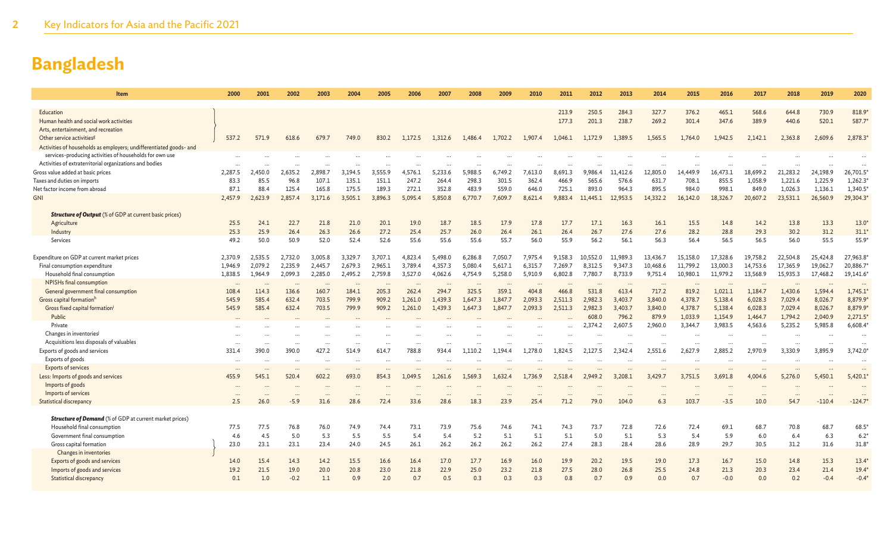# Bangladesh

| Item | 2000 | 2001 | 2002 | 2003 | 2004 | 2005 | 2006 | 2007 | 2008 | 2009 | 2010 | 2011 | 2012 | 2013 | 2014 | 2015 | 2016 | 2017 | 2018 | 2019 | 2020 |
|---|---|---|---|---|---|---|---|---|---|---|---|---|---|---|---|---|---|---|---|---|---|
| Education | | | | | | | | | | | | 213.9 | 250.5 | 284.3 | 327.7 | 376.2 | 465.1 | 568.6 | 644.8 | 730.9 | 818.9* |
| Human health and social work activities | | | | | | | | | | | | 177.3 | 201.3 | 238.7 | 269.2 | 301.4 | 347.6 | 389.9 | 440.6 | 520.1 | 587.7* |
| Arts, entertainment, and recreation | | | | | | | | | | | | | | | | | | | | | |
| Other service activities[g] | 537.2 | 571.9 | 618.6 | 679.7 | 749.0 | 830.2 | 1,172.5 | 1,312.6 | 1,486.4 | 1,702.2 | 1,907.4 | 1,046.1 | 1,172.9 | 1,389.5 | 1,565.5 | 1,764.0 | 1,942.5 | 2,142.1 | 2,363.8 | 2,609.6 | 2,878.3* |
| Activities of households as employers; undifferentiated goods- and services-producing activities of households for own use | … | … | … | … | … | … | … | … | … | … | … | … | … | … | … | … | … | … | … | … | … |
| Activities of extraterritorial organizations and bodies | … | … | … | … | … | … | … | … | … | … | … | … | … | … | … | … | … | … | … | … | … |
| Gross value added at basic prices | 2,287.5 | 2,450.0 | 2,635.2 | 2,898.7 | 3,194.5 | 3,555.9 | 4,576.1 | 5,233.6 | 5,988.5 | 6,749.2 | 7,613.0 | 8,691.3 | 9,986.4 | 11,412.6 | 12,805.0 | 14,449.9 | 16,473.1 | 18,699.2 | 21,283.2 | 24,198.9 | 26,701.5* |
| Taxes and duties on imports | 83.3 | 85.5 | 96.8 | 107.1 | 135.1 | 151.1 | 247.2 | 264.4 | 298.3 | 301.5 | 362.4 | 466.9 | 565.6 | 576.6 | 631.7 | 708.1 | 855.5 | 1,058.9 | 1,221.6 | 1,225.9 | 1,262.3* |
| Net factor income from abroad | 87.1 | 88.4 | 125.4 | 165.8 | 175.5 | 189.3 | 272.1 | 352.8 | 483.9 | 559.0 | 646.0 | 725.1 | 893.0 | 964.3 | 895.5 | 984.0 | 998.1 | 849.0 | 1,026.3 | 1,136.1 | 1,340.5* |
| GNI | 2,457.9 | 2,623.9 | 2,857.4 | 3,171.6 | 3,505.1 | 3,896.3 | 5,095.4 | 5,850.8 | 6,770.7 | 7,609.7 | 8,621.4 | 9,883.4 | 11,445.1 | 12,953.5 | 14,332.2 | 16,142.0 | 18,326.7 | 20,607.2 | 23,531.1 | 26,560.9 | 29,304.3* |
| ***Structure of Output*** (% of GDP at current basic prices) | | | | | | | | | | | | | | | | | | | | | |
| Agriculture | 25.5 | 24.1 | 22.7 | 21.8 | 21.0 | 20.1 | 19.0 | 18.7 | 18.5 | 17.9 | 17.8 | 17.7 | 17.1 | 16.3 | 16.1 | 15.5 | 14.8 | 14.2 | 13.8 | 13.3 | 13.0* |
| Industry | 25.3 | 25.9 | 26.4 | 26.3 | 26.6 | 27.2 | 25.4 | 25.7 | 26.0 | 26.4 | 26.1 | 26.4 | 26.7 | 27.6 | 27.6 | 28.2 | 28.8 | 29.3 | 30.2 | 31.2 | 31.1* |
| Services | 49.2 | 50.0 | 50.9 | 52.0 | 52.4 | 52.6 | 55.6 | 55.6 | 55.6 | 55.7 | 56.0 | 55.9 | 56.2 | 56.1 | 56.3 | 56.4 | 56.5 | 56.5 | 56.0 | 55.5 | 55.9* |
| Expenditure on GDP at current market prices | 2,370.9 | 2,535.5 | 2,732.0 | 3,005.8 | 3,329.7 | 3,707.1 | 4,823.4 | 5,498.0 | 6,286.8 | 7,050.7 | 7,975.4 | 9,158.3 | 10,552.0 | 11,989.3 | 13,436.7 | 15,158.0 | 17,328.6 | 19,758.2 | 22,504.8 | 25,424.8 | 27,963.8* |
| Final consumption expenditure | 1,946.9 | 2,079.2 | 2,235.9 | 2,445.7 | 2,679.3 | 2,965.1 | 3,789.4 | 4,357.3 | 5,080.4 | 5,617.1 | 6,315.7 | 7,269.7 | 8,312.5 | 9,347.3 | 10,468.6 | 11,799.2 | 13,000.3 | 14,753.6 | 17,365.9 | 19,062.7 | 20,886.7* |
| Household final consumption | 1,838.5 | 1,964.9 | 2,099.3 | 2,285.0 | 2,495.2 | 2,759.8 | 3,527.0 | 4,062.6 | 4,754.9 | 5,258.0 | 5,910.9 | 6,802.8 | 7,780.7 | 8,733.9 | 9,751.4 | 10,980.1 | 11,979.2 | 13,568.9 | 15,935.3 | 17,468.2 | 19,141.6* |
| NPISHs final consumption | … | … | … | … | … | … | … | … | … | … | … | … | … | … | … | … | … | … | … | … | … |
| General government final consumption | 108.4 | 114.3 | 136.6 | 160.7 | 184.1 | 205.3 | 262.4 | 294.7 | 325.5 | 359.1 | 404.8 | 466.8 | 531.8 | 613.4 | 717.2 | 819.2 | 1,021.1 | 1,184.7 | 1,430.6 | 1,594.4 | 1,745.1* |
| Gross capital formation[h] | 545.9 | 585.4 | 632.4 | 703.5 | 799.9 | 909.2 | 1,261.0 | 1,439.3 | 1,647.3 | 1,847.7 | 2,093.3 | 2,511.3 | 2,982.3 | 3,403.7 | 3,840.0 | 4,378.7 | 5,138.4 | 6,028.3 | 7,029.4 | 8,026.7 | 8,879.9* |
| Gross fixed capital formation[i] | 545.9 | 585.4 | 632.4 | 703.5 | 799.9 | 909.2 | 1,261.0 | 1,439.3 | 1,647.3 | 1,847.7 | 2,093.3 | 2,511.3 | 2,982.3 | 3,403.7 | 3,840.0 | 4,378.7 | 5,138.4 | 6,028.3 | 7,029.4 | 8,026.7 | 8,879.9* |
| Public | … | … | … | … | … | … | … | … | … | … | … | … | 608.0 | 796.2 | 879.9 | 1,033.9 | 1,154.9 | 1,464.7 | 1,794.2 | 2,040.9 | 2,271.5* |
| Private | … | … | … | … | … | … | … | … | … | … | … | … | 2,374.2 | 2,607.5 | 2,960.0 | 3,344.7 | 3,983.5 | 4,563.6 | 5,235.2 | 5,985.8 | 6,608.4* |
| Changes in inventories[j] | … | … | … | … | … | … | … | … | … | … | … | … | … | … | … | … | … | … | … | … | … |
| Acquisitions less disposals of valuables | … | … | … | … | … | … | … | … | … | … | … | … | … | … | … | … | … | … | … | … | … |
| Exports of goods and services | 331.4 | 390.0 | 390.0 | 427.2 | 514.9 | 614.7 | 788.8 | 934.4 | 1,110.2 | 1,194.4 | 1,278.0 | 1,824.5 | 2,127.5 | 2,342.4 | 2,551.6 | 2,627.9 | 2,885.2 | 2,970.9 | 3,330.9 | 3,895.9 | 3,742.0* |
| Exports of goods | … | … | … | … | … | … | … | … | … | … | … | … | … | … | … | … | … | … | … | … | … |
| Exports of services | … | … | … | … | … | … | … | … | … | … | … | … | … | … | … | … | … | … | … | … | … |
| Less: Imports of goods and services | 455.9 | 545.1 | 520.4 | 602.2 | 693.0 | 854.3 | 1,049.5 | 1,261.6 | 1,569.3 | 1,632.4 | 1,736.9 | 2,518.4 | 2,949.2 | 3,208.1 | 3,429.7 | 3,751.5 | 3,691.8 | 4,004.6 | 5,276.0 | 5,450.1 | 5,420.1* |
| Imports of goods | … | … | … | … | … | … | … | … | … | … | … | … | … | … | … | … | … | … | … | … | … |
| Imports of services | … | … | … | … | … | … | … | … | … | … | … | … | … | … | … | … | … | … | … | … | … |
| Statistical discrepancy | 2.5 | 26.0 | -5.9 | 31.6 | 28.6 | 72.4 | 33.6 | 28.6 | 18.3 | 23.9 | 25.4 | 71.2 | 79.0 | 104.0 | 6.3 | 103.7 | -3.5 | 10.0 | 54.7 | -110.4 | -124.7* |
| ***Structure of Demand*** (% of GDP at current market prices) | | | | | | | | | | | | | | | | | | | | | |
| Household final consumption | 77.5 | 77.5 | 76.8 | 76.0 | 74.9 | 74.4 | 73.1 | 73.9 | 75.6 | 74.6 | 74.1 | 74.3 | 73.7 | 72.8 | 72.6 | 72.4 | 69.1 | 68.7 | 70.8 | 68.7 | 68.5* |
| Government final consumption | 4.6 | 4.5 | 5.0 | 5.3 | 5.5 | 5.5 | 5.4 | 5.4 | 5.2 | 5.1 | 5.1 | 5.1 | 5.0 | 5.1 | 5.3 | 5.4 | 5.9 | 6.0 | 6.4 | 6.3 | 6.2* |
| Gross capital formation | 23.0 | 23.1 | 23.1 | 23.4 | 24.0 | 24.5 | 26.1 | 26.2 | 26.2 | 26.2 | 26.2 | 27.4 | 28.3 | 28.4 | 28.6 | 28.9 | 29.7 | 30.5 | 31.2 | 31.6 | 31.8* |
| Changes in inventories | | | | | | | | | | | | | | | | | | | | | |
| Exports of goods and services | 14.0 | 15.4 | 14.3 | 14.2 | 15.5 | 16.6 | 16.4 | 17.0 | 17.7 | 16.9 | 16.0 | 19.9 | 20.2 | 19.5 | 19.0 | 17.3 | 16.7 | 15.0 | 14.8 | 15.3 | 13.4* |
| Imports of goods and services | 19.2 | 21.5 | 19.0 | 20.0 | 20.8 | 23.0 | 21.8 | 22.9 | 25.0 | 23.2 | 21.8 | 27.5 | 28.0 | 26.8 | 25.5 | 24.8 | 21.3 | 20.3 | 23.4 | 21.4 | 19.4* |
| Statistical discrepancy | 0.1 | 1.0 | -0.2 | 1.1 | 0.9 | 2.0 | 0.7 | 0.5 | 0.3 | 0.3 | 0.3 | 0.8 | 0.7 | 0.9 | 0.0 | 0.7 | -0.0 | 0.0 | 0.2 | -0.4 | -0.4* |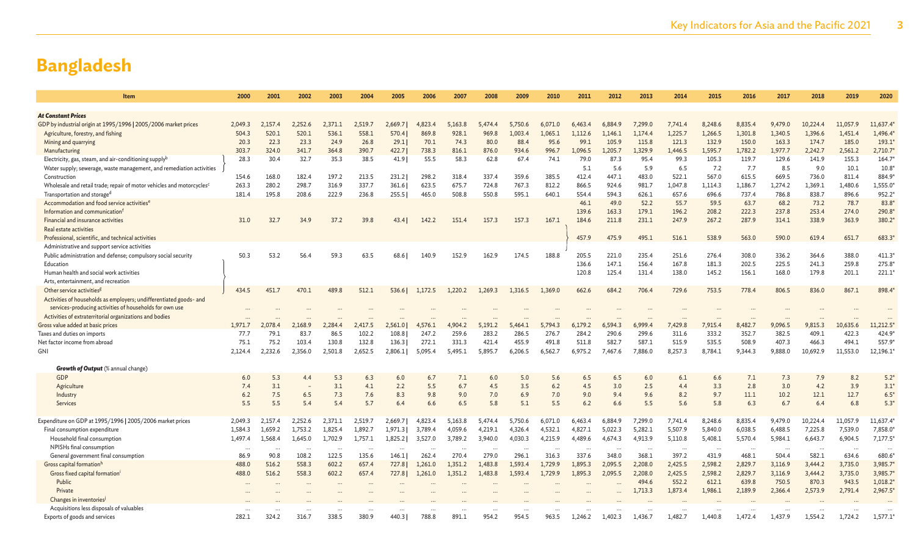# Bangladesh

| Item | 2000 | 2001 | 2002 | 2003 | 2004 | 2005 | 2006 | 2007 | 2008 | 2009 | 2010 | 2011 | 2012 | 2013 | 2014 | 2015 | 2016 | 2017 | 2018 | 2019 | 2020 |
|---|---|---|---|---|---|---|---|---|---|---|---|---|---|---|---|---|---|---|---|---|---|
| ***At Constant Prices*** | | | | | | | | | | | | | | | | | | | | | |
| GDP by industrial origin at 1995/1996 \| 2005/2006 market prices | 2,049.3 | 2,157.4 | 2,252.6 | 2,371.1 | 2,519.7 | 2,669.7 \| | 4,823.4 | 5,163.8 | 5,474.4 | 5,750.6 | 6,071.0 | 6,463.4 | 6,884.9 | 7,299.0 | 7,741.4 | 8,248.6 | 8,835.4 | 9,479.0 | 10,224.4 | 11,057.9 | 11,637.4* |
| Agriculture, forestry, and fishing | 504.3 | 520.1 | 520.1 | 536.1 | 558.1 | 570.4 \| | 869.8 | 928.1 | 969.8 | 1,003.4 | 1,065.1 | 1,112.6 | 1,146.1 | 1,174.4 | 1,225.7 | 1,266.5 | 1,301.8 | 1,340.5 | 1,396.6 | 1,451.4 | 1,496.4* |
| Mining and quarrying | 20.3 | 22.3 | 23.3 | 24.9 | 26.8 | 29.1 \| | 70.1 | 74.3 | 80.0 | 88.4 | 95.6 | 99.1 | 105.9 | 115.8 | 121.3 | 132.9 | 150.0 | 163.3 | 174.7 | 185.0 | 193.1* |
| Manufacturing | 303.7 | 324.0 | 341.7 | 364.8 | 390.7 | 422.7 \| | 738.3 | 816.1 | 876.0 | 934.6 | 996.7 | 1,096.5 | 1,205.7 | 1,329.9 | 1,446.5 | 1,595.7 | 1,782.2 | 1,977.7 | 2,242.7 | 2,561.2 | 2,710.7* |
| Electricity, gas, steam, and air-conditioning supply[b] | 28.3 | 30.4 | 32.7 | 35.3 | 38.5 | 41.9 \| | 55.5 | 58.3 | 62.8 | 67.4 | 74.1 | 79.0 | 87.3 | 95.4 | 99.3 | 105.3 | 119.7 | 129.6 | 141.9 | 155.3 | 164.7* |
| Water supply; sewerage, waste management, and remediation activities | | | | | | | | | | | | 5.1 | 5.6 | 5.9 | 6.5 | 7.2 | 7.7 | 8.5 | 9.0 | 10.1 | 10.8* |
| Construction | 154.6 | 168.0 | 182.4 | 197.2 | 213.5 | 231.2 \| | 298.2 | 318.4 | 337.4 | 359.6 | 385.5 | 412.4 | 447.1 | 483.0 | 522.1 | 567.0 | 615.5 | 669.5 | 736.0 | 811.4 | 884.9* |
| Wholesale and retail trade; repair of motor vehicles and motorcycles[c] | 263.3 | 280.2 | 298.7 | 316.9 | 337.7 | 361.6 \| | 623.5 | 675.7 | 724.8 | 767.3 | 812.2 | 866.5 | 924.6 | 981.7 | 1,047.8 | 1,114.3 | 1,186.7 | 1,274.2 | 1,369.1 | 1,480.6 | 1,555.0* |
| Transportation and storage[d] | 181.4 | 195.8 | 208.6 | 222.9 | 236.8 | 255.5 \| | 465.0 | 508.8 | 550.8 | 595.1 | 640.1 | 554.4 | 594.3 | 626.1 | 657.6 | 696.6 | 737.4 | 786.8 | 838.7 | 896.6 | 952.2* |
| Accommodation and food service activities[e] | | | | | | | | | | | | 46.1 | 49.0 | 52.2 | 55.7 | 59.5 | 63.7 | 68.2 | 73.2 | 78.7 | 83.8* |
| Information and communication[f] | | | | | | | | | | | | 139.6 | 163.3 | 179.1 | 196.2 | 208.2 | 222.3 | 237.8 | 253.4 | 274.0 | 290.8* |
| Financial and insurance activities | 31.0 | 32.7 | 34.9 | 37.2 | 39.8 | 43.4 \| | 142.2 | 151.4 | 157.3 | 157.3 | 167.1 | 184.6 | 211.8 | 231.1 | 247.9 | 267.2 | 287.9 | 314.1 | 338.9 | 363.9 | 380.2* |
| Real estate activities | | | | | | | | | | | | | | | | | | | | | |
| Professional, scientific, and technical activities | | | | | | | | | | | | 457.9 | 475.9 | 495.1 | 516.1 | 538.9 | 563.0 | 590.0 | 619.4 | 651.7 | 683.3* |
| Administrative and support service activities | | | | | | | | | | | | | | | | | | | | | |
| Public administration and defense; compulsory social security | 50.3 | 53.2 | 56.4 | 59.3 | 63.5 | 68.6 \| | 140.9 | 152.9 | 162.9 | 174.5 | 188.8 | 205.5 | 221.0 | 235.4 | 251.6 | 276.4 | 308.0 | 336.2 | 364.6 | 388.0 | 411.3* |
| Education | | | | | | | | | | | | 136.6 | 147.1 | 156.4 | 167.8 | 181.3 | 202.5 | 225.5 | 241.3 | 259.8 | 275.8* |
| Human health and social work activities | | | | | | | | | | | | 120.8 | 125.4 | 131.4 | 138.0 | 145.2 | 156.1 | 168.0 | 179.8 | 201.1 | 221.1* |
| Arts, entertainment, and recreation | | | | | | | | | | | | | | | | | | | | | |
| Other service activities[g] | 434.5 | 451.7 | 470.1 | 489.8 | 512.1 | 536.6 \| | 1,172.5 | 1,220.2 | 1,269.3 | 1,316.5 | 1,369.0 | 662.6 | 684.2 | 706.4 | 729.6 | 753.5 | 778.4 | 806.5 | 836.0 | 867.1 | 898.4* |
| Activities of households as employers; undifferentiated goods- and services-producing activities of households for own use | ... | ... | ... | ... | ... | ... | ... | ... | ... | ... | ... | ... | ... | ... | ... | ... | ... | ... | ... | ... | ... |
| Activities of extraterritorial organizations and bodies | ... | ... | ... | ... | ... | ... | ... | ... | ... | ... | ... | ... | ... | ... | ... | ... | ... | ... | ... | ... | ... |
| Gross value added at basic prices | 1,971.7 | 2,078.4 | 2,168.9 | 2,284.4 | 2,417.5 | 2,561.0 \| | 4,576.1 | 4,904.2 | 5,191.2 | 5,464.1 | 5,794.3 | 6,179.2 | 6,594.3 | 6,999.4 | 7,429.8 | 7,915.4 | 8,482.7 | 9,096.5 | 9,815.3 | 10,635.6 | 11,212.5* |
| Taxes and duties on imports | 77.7 | 79.1 | 83.7 | 86.5 | 102.2 | 108.8 \| | 247.2 | 259.6 | 283.2 | 286.5 | 276.7 | 284.2 | 290.6 | 299.6 | 311.6 | 333.2 | 352.7 | 382.5 | 409.1 | 422.3 | 424.9* |
| Net factor income from abroad | 75.1 | 75.2 | 103.4 | 130.8 | 132.8 | 136.3 \| | 272.1 | 331.3 | 421.4 | 455.9 | 491.8 | 511.8 | 582.7 | 587.1 | 515.9 | 535.5 | 508.9 | 407.3 | 466.3 | 494.1 | 557.9* |
| GNI | 2,124.4 | 2,232.6 | 2,356.0 | 2,501.8 | 2,652.5 | 2,806.1 \| | 5,095.4 | 5,495.1 | 5,895.7 | 6,206.5 | 6,562.7 | 6,975.2 | 7,467.6 | 7,886.0 | 8,257.3 | 8,784.1 | 9,344.3 | 9,888.0 | 10,692.9 | 11,553.0 | 12,196.1* |
| ***Growth of Output*** (% annual change) | | | | | | | | | | | | | | | | | | | | | |
| GDP | 6.0 | 5.3 | 4.4 | 5.3 | 6.3 | 6.0 | 6.7 | 7.1 | 6.0 | 5.0 | 5.6 | 6.5 | 6.5 | 6.0 | 6.1 | 6.6 | 7.1 | 7.3 | 7.9 | 8.2 | 5.2* |
| Agriculture | 7.4 | 3.1 | – | 3.1 | 4.1 | 2.2 | 5.5 | 6.7 | 4.5 | 3.5 | 6.2 | 4.5 | 3.0 | 2.5 | 4.4 | 3.3 | 2.8 | 3.0 | 4.2 | 3.9 | 3.1* |
| Industry | 6.2 | 7.5 | 6.5 | 7.3 | 7.6 | 8.3 | 9.8 | 9.0 | 7.0 | 6.9 | 7.0 | 9.0 | 9.4 | 9.6 | 8.2 | 9.7 | 11.1 | 10.2 | 12.1 | 12.7 | 6.5* |
| Services | 5.5 | 5.5 | 5.4 | 5.4 | 5.7 | 6.4 | 6.6 | 6.5 | 5.8 | 5.1 | 5.5 | 6.2 | 6.6 | 5.5 | 5.6 | 5.8 | 6.3 | 6.7 | 6.4 | 6.8 | 5.3* |
| Expenditure on GDP at 1995/1996 \| 2005/2006 market prices | 2,049.3 | 2,157.4 | 2,252.6 | 2,371.1 | 2,519.7 | 2,669.7 \| | 4,823.4 | 5,163.8 | 5,474.4 | 5,750.6 | 6,071.0 | 6,463.4 | 6,884.9 | 7,299.0 | 7,741.4 | 8,248.6 | 8,835.4 | 9,479.0 | 10,224.4 | 11,057.9 | 11,637.4* |
| Final consumption expenditure | 1,584.3 | 1,659.2 | 1,753.2 | 1,825.4 | 1,892.7 | 1,971.3 \| | 3,789.4 | 4,059.6 | 4,219.1 | 4,326.4 | 4,532.1 | 4,827.1 | 5,022.3 | 5,282.1 | 5,507.9 | 5,840.0 | 6,038.5 | 6,488.5 | 7,225.8 | 7,539.0 | 7,858.0* |
| Household final consumption | 1,497.4 | 1,568.4 | 1,645.0 | 1,702.9 | 1,757.1 | 1,825.2 \| | 3,527.0 | 3,789.2 | 3,940.0 | 4,030.3 | 4,215.9 | 4,489.6 | 4,674.3 | 4,913.9 | 5,110.8 | 5,408.1 | 5,570.4 | 5,984.1 | 6,643.7 | 6,904.5 | 7,177.5* |
| NPISHs final consumption | ... | ... | ... | ... | ... | ... | ... | ... | ... | ... | ... | ... | ... | ... | ... | ... | ... | ... | ... | ... | ... |
| General government final consumption | 86.9 | 90.8 | 108.2 | 122.5 | 135.6 | 146.1 \| | 262.4 | 270.4 | 279.0 | 296.1 | 316.3 | 337.6 | 348.0 | 368.1 | 397.2 | 431.9 | 468.1 | 504.4 | 582.1 | 634.6 | 680.6* |
| Gross capital formation[h] | 488.0 | 516.2 | 558.3 | 602.2 | 657.4 | 727.8 \| | 1,261.0 | 1,351.2 | 1,483.8 | 1,593.4 | 1,729.9 | 1,895.3 | 2,095.5 | 2,208.0 | 2,425.5 | 2,598.2 | 2,829.7 | 3,116.9 | 3,444.2 | 3,735.0 | 3,985.7* |
| Gross fixed capital formation[i] | 488.0 | 516.2 | 558.3 | 602.2 | 657.4 | 727.8 \| | 1,261.0 | 1,351.2 | 1,483.8 | 1,593.4 | 1,729.9 | 1,895.3 | 2,095.5 | 2,208.0 | 2,425.5 | 2,598.2 | 2,829.7 | 3,116.9 | 3,444.2 | 3,735.0 | 3,985.7* |
| Public | ... | ... | ... | ... | ... | ... | ... | ... | ... | ... | ... | ... | ... | 494.6 | 552.2 | 612.1 | 639.8 | 750.5 | 870.3 | 943.5 | 1,018.2* |
| Private | ... | ... | ... | ... | ... | ... | ... | ... | ... | ... | ... | ... | ... | 1,713.3 | 1,873.4 | 1,986.1 | 2,189.9 | 2,366.4 | 2,573.9 | 2,791.4 | 2,967.5* |
| Changes in inventories[j] | ... | ... | ... | ... | ... | ... | ... | ... | ... | ... | ... | ... | ... | ... | ... | ... | ... | ... | ... | ... | ... |
| Acquisitions less disposals of valuables | ... | ... | ... | ... | ... | ... | ... | ... | ... | ... | ... | ... | ... | ... | ... | ... | ... | ... | ... | ... | ... |
| Exports of goods and services | 282.1 | 324.2 | 316.7 | 338.5 | 380.9 | 440.3 \| | 788.8 | 891.1 | 954.2 | 954.5 | 963.5 | 1,246.2 | 1,402.3 | 1,436.7 | 1,482.7 | 1,440.8 | 1,472.4 | 1,437.9 | 1,554.2 | 1,724.2 | 1,577.1* |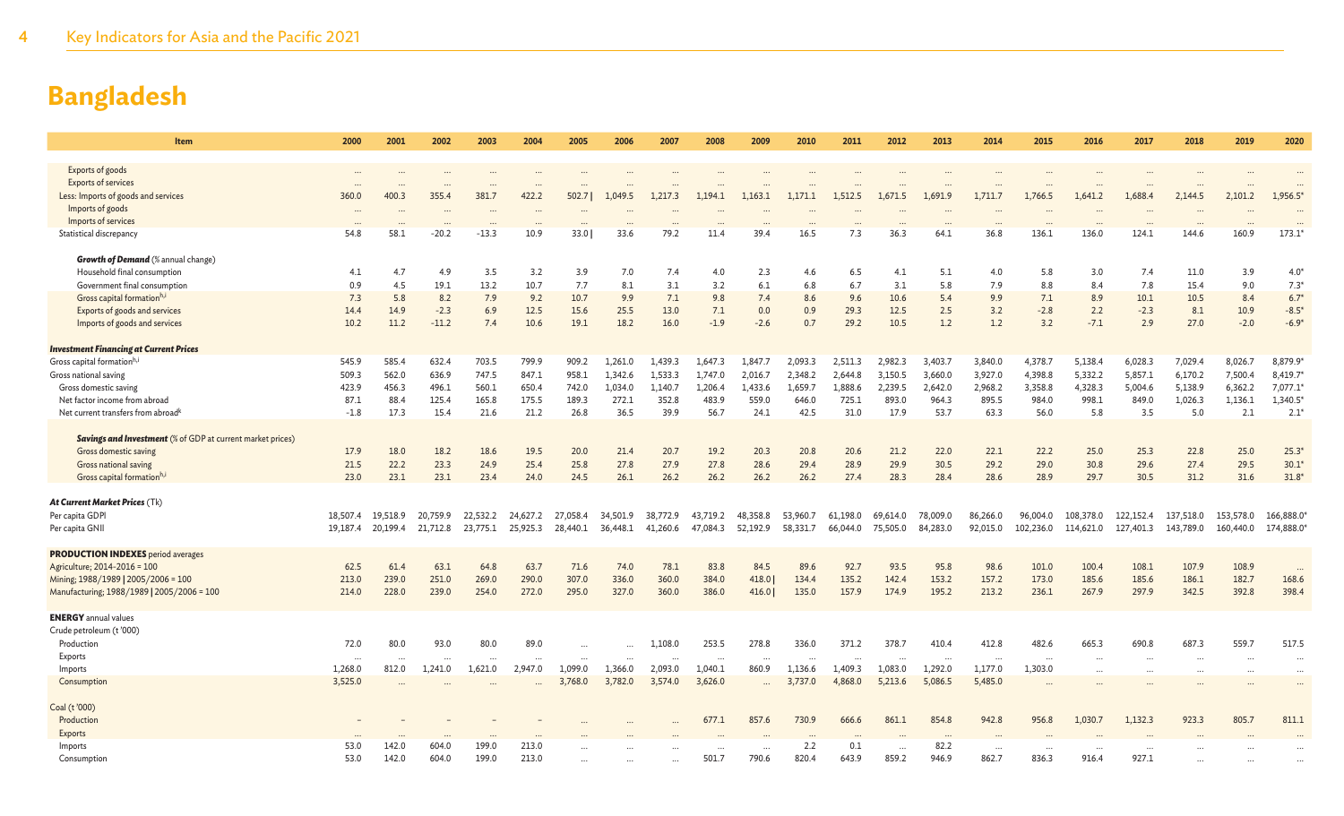# Bangladesh

| Item | 2000 | 2001 | 2002 | 2003 | 2004 | 2005 | 2006 | 2007 | 2008 | 2009 | 2010 | 2011 | 2012 | 2013 | 2014 | 2015 | 2016 | 2017 | 2018 | 2019 | 2020 |
|---|---|---|---|---|---|---|---|---|---|---|---|---|---|---|---|---|---|---|---|---|---|
| Exports of goods | ... | ... | ... | ... | ... | ... | ... | ... | ... | ... | ... | ... | ... | ... | ... | ... | ... | ... | ... | ... | ... |
| Exports of services | ... | ... | ... | ... | ... | ... | ... | ... | ... | ... | ... | ... | ... | ... | ... | ... | ... | ... | ... | ... | ... |
| Less: Imports of goods and services | 360.0 | 400.3 | 355.4 | 381.7 | 422.2 | 502.7 \| | 1,049.5 | 1,217.3 | 1,194.1 | 1,163.1 | 1,171.1 | 1,512.5 | 1,671.5 | 1,691.9 | 1,711.7 | 1,766.5 | 1,641.2 | 1,688.4 | 2,144.5 | 2,101.2 | 1,956.5* |
| Imports of goods | ... | ... | ... | ... | ... | ... | ... | ... | ... | ... | ... | ... | ... | ... | ... | ... | ... | ... | ... | ... | ... |
| Imports of services | ... | ... | ... | ... | ... | ... | ... | ... | ... | ... | ... | ... | ... | ... | ... | ... | ... | ... | ... | ... | ... |
| Statistical discrepancy | 54.8 | 58.1 | -20.2 | -13.3 | 10.9 | 33.0 \| | 33.6 | 79.2 | 11.4 | 39.4 | 16.5 | 7.3 | 36.3 | 64.1 | 36.8 | 136.1 | 136.0 | 124.1 | 144.6 | 160.9 | 173.1* |
| ***Growth of Demand*** (% annual change) | | | | | | | | | | | | | | | | | | | | | |
| Household final consumption | 4.1 | 4.7 | 4.9 | 3.5 | 3.2 | 3.9 | 7.0 | 7.4 | 4.0 | 2.3 | 4.6 | 6.5 | 4.1 | 5.1 | 4.0 | 5.8 | 3.0 | 7.4 | 11.0 | 3.9 | 4.0* |
| Government final consumption | 0.9 | 4.5 | 19.1 | 13.2 | 10.7 | 7.7 | 8.1 | 3.1 | 3.2 | 6.1 | 6.8 | 6.7 | 3.1 | 5.8 | 7.9 | 8.8 | 8.4 | 7.8 | 15.4 | 9.0 | 7.3* |
| Gross capital formation[h,i] | 7.3 | 5.8 | 8.2 | 7.9 | 9.2 | 10.7 | 9.9 | 7.1 | 9.8 | 7.4 | 8.6 | 9.6 | 10.6 | 5.4 | 9.9 | 7.1 | 8.9 | 10.1 | 10.5 | 8.4 | 6.7* |
| Exports of goods and services | 14.4 | 14.9 | -2.3 | 6.9 | 12.5 | 15.6 | 25.5 | 13.0 | 7.1 | 0.0 | 0.9 | 29.3 | 12.5 | 2.5 | 3.2 | -2.8 | 2.2 | -2.3 | 8.1 | 10.9 | -8.5* |
| Imports of goods and services | 10.2 | 11.2 | -11.2 | 7.4 | 10.6 | 19.1 | 18.2 | 16.0 | -1.9 | -2.6 | 0.7 | 29.2 | 10.5 | 1.2 | 1.2 | 3.2 | -7.1 | 2.9 | 27.0 | -2.0 | -6.9* |
| ***Investment Financing at Current Prices*** | | | | | | | | | | | | | | | | | | | | | |
| Gross capital formation[h,i] | 545.9 | 585.4 | 632.4 | 703.5 | 799.9 | 909.2 | 1,261.0 | 1,439.3 | 1,647.3 | 1,847.7 | 2,093.3 | 2,511.3 | 2,982.3 | 3,403.7 | 3,840.0 | 4,378.7 | 5,138.4 | 6,028.3 | 7,029.4 | 8,026.7 | 8,879.9* |
| Gross national saving | 509.3 | 562.0 | 636.9 | 747.5 | 847.1 | 958.1 | 1,342.6 | 1,533.3 | 1,747.0 | 2,016.7 | 2,348.2 | 2,644.8 | 3,150.5 | 3,660.0 | 3,927.0 | 4,398.8 | 5,332.2 | 5,857.1 | 6,170.2 | 7,500.4 | 8,419.7* |
| Gross domestic saving | 423.9 | 456.3 | 496.1 | 560.1 | 650.4 | 742.0 | 1,034.0 | 1,140.7 | 1,206.4 | 1,433.6 | 1,659.7 | 1,888.6 | 2,239.5 | 2,642.0 | 2,968.2 | 3,358.8 | 4,328.3 | 5,004.6 | 5,138.9 | 6,362.2 | 7,077.1* |
| Net factor income from abroad | 87.1 | 88.4 | 125.4 | 165.8 | 175.5 | 189.3 | 272.1 | 352.8 | 483.9 | 559.0 | 646.0 | 725.1 | 893.0 | 964.3 | 895.5 | 984.0 | 998.1 | 849.0 | 1,026.3 | 1,136.1 | 1,340.5* |
| Net current transfers from abroad[k] | -1.8 | 17.3 | 15.4 | 21.6 | 21.2 | 26.8 | 36.5 | 39.9 | 56.7 | 24.1 | 42.5 | 31.0 | 17.9 | 53.7 | 63.3 | 56.0 | 5.8 | 3.5 | 5.0 | 2.1 | 2.1* |
| ***Savings and Investment*** (% of GDP at current market prices) | | | | | | | | | | | | | | | | | | | | | |
| Gross domestic saving | 17.9 | 18.0 | 18.2 | 18.6 | 19.5 | 20.0 | 21.4 | 20.7 | 19.2 | 20.3 | 20.8 | 20.6 | 21.2 | 22.0 | 22.1 | 22.2 | 25.0 | 25.3 | 22.8 | 25.0 | 25.3* |
| Gross national saving | 21.5 | 22.2 | 23.3 | 24.9 | 25.4 | 25.8 | 27.8 | 27.9 | 27.8 | 28.6 | 29.4 | 28.9 | 29.9 | 30.5 | 29.2 | 29.0 | 30.8 | 29.6 | 27.4 | 29.5 | 30.1* |
| Gross capital formation[h,i] | 23.0 | 23.1 | 23.1 | 23.4 | 24.0 | 24.5 | 26.1 | 26.2 | 26.2 | 26.2 | 26.2 | 27.4 | 28.3 | 28.4 | 28.6 | 28.9 | 29.7 | 30.5 | 31.2 | 31.6 | 31.8* |
| ***At Current Market Prices*** (Tk) | | | | | | | | | | | | | | | | | | | | | |
| Per capita GDPI | 18,507.4 | 19,518.9 | 20,759.9 | 22,532.2 | 24,627.2 | 27,058.4 | 34,501.9 | 38,772.9 | 43,719.2 | 48,358.8 | 53,960.7 | 61,198.0 | 69,614.0 | 78,009.0 | 86,266.0 | 96,004.0 | 108,378.0 | 122,152.4 | 137,518.0 | 153,578.0 | 166,888.0* |
| Per capita GNII | 19,187.4 | 20,199.4 | 21,712.8 | 23,775.1 | 25,925.3 | 28,440.1 | 36,448.1 | 41,260.6 | 47,084.3 | 52,192.9 | 58,331.7 | 66,044.0 | 75,505.0 | 84,283.0 | 92,015.0 | 102,236.0 | 114,621.0 | 127,401.3 | 143,789.0 | 160,440.0 | 174,888.0* |
| **PRODUCTION INDEXES** period averages | | | | | | | | | | | | | | | | | | | | | |
| Agriculture; 2014–2016 = 100 | 62.5 | 61.4 | 63.1 | 64.8 | 63.7 | 71.6 | 74.0 | 78.1 | 83.8 | 84.5 | 89.6 | 92.7 | 93.5 | 95.8 | 98.6 | 101.0 | 100.4 | 108.1 | 107.9 | 108.9 | ... |
| Mining; 1988/1989 \| 2005/2006 = 100 | 213.0 | 239.0 | 251.0 | 269.0 | 290.0 | 307.0 | 336.0 | 360.0 | 384.0 | 418.0 \| | 134.4 | 135.2 | 142.4 | 153.2 | 157.2 | 173.0 | 185.6 | 185.6 | 186.1 | 182.7 | 168.6 |
| Manufacturing; 1988/1989 \| 2005/2006 = 100 | 214.0 | 228.0 | 239.0 | 254.0 | 272.0 | 295.0 | 327.0 | 360.0 | 386.0 | 416.0 \| | 135.0 | 157.9 | 174.9 | 195.2 | 213.2 | 236.1 | 267.9 | 297.9 | 342.5 | 392.8 | 398.4 |
| **ENERGY** annual values | | | | | | | | | | | | | | | | | | | | | |
| Crude petroleum (t '000) | | | | | | | | | | | | | | | | | | | | | |
| Production | 72.0 | 80.0 | 93.0 | 80.0 | 89.0 | ... | ... | 1,108.0 | 253.5 | 278.8 | 336.0 | 371.2 | 378.7 | 410.4 | 412.8 | 482.6 | 665.3 | 690.8 | 687.3 | 559.7 | 517.5 |
| Exports | ... | ... | ... | ... | ... | ... | ... | ... | ... | ... | ... | ... | ... | ... | ... | ... | ... | ... | ... | ... | ... |
| Imports | 1,268.0 | 812.0 | 1,241.0 | 1,621.0 | 2,947.0 | 1,099.0 | 1,366.0 | 2,093.0 | 1,040.1 | 860.9 | 1,136.6 | 1,409.3 | 1,083.0 | 1,292.0 | 1,177.0 | 1,303.0 | ... | ... | ... | ... | ... |
| Consumption | 3,525.0 | ... | ... | ... | ... | 3,768.0 | 3,782.0 | 3,574.0 | 3,626.0 | ... | 3,737.0 | 4,868.0 | 5,213.6 | 5,086.5 | 5,485.0 | ... | ... | ... | ... | ... | ... |
| Coal (t '000) | | | | | | | | | | | | | | | | | | | | | |
| Production | – | – | – | – | – | ... | ... | ... | 677.1 | 857.6 | 730.9 | 666.6 | 861.1 | 854.8 | 942.8 | 956.8 | 1,030.7 | 1,132.3 | 923.3 | 805.7 | 811.1 |
| Exports | ... | ... | ... | ... | ... | ... | ... | ... | ... | ... | ... | ... | ... | ... | ... | ... | ... | ... | ... | ... | ... |
| Imports | 53.0 | 142.0 | 604.0 | 199.0 | 213.0 | ... | ... | ... | ... | ... | 2.2 | 0.1 | ... | 82.2 | ... | ... | ... | ... | ... | ... | ... |
| Consumption | 53.0 | 142.0 | 604.0 | 199.0 | 213.0 | ... | ... | ... | 501.7 | 790.6 | 820.4 | 643.9 | 859.2 | 946.9 | 862.7 | 836.3 | 916.4 | 927.1 | ... | ... | ... |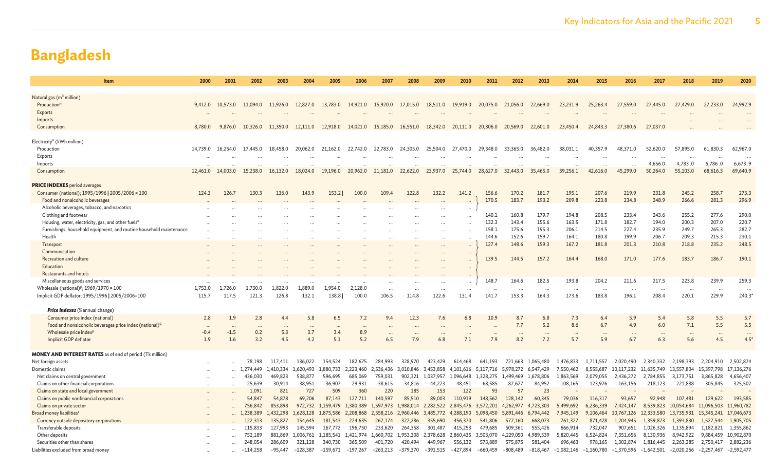# Bangladesh

| Item | 2000 | 2001 | 2002 | 2003 | 2004 | 2005 | 2006 | 2007 | 2008 | 2009 | 2010 | 2011 | 2012 | 2013 | 2014 | 2015 | 2016 | 2017 | 2018 | 2019 | 2020 |
|---|---|---|---|---|---|---|---|---|---|---|---|---|---|---|---|---|---|---|---|---|---|
| Natural gas (m[3] million) | | | | | | | | | | | | | | | | | | | | | |
| Production[m] | 9,412.0 | 10,573.0 | 11,094.0 | 11,926.0 | 12,827.0 | 13,783.0 | 14,921.0 | 15,920.0 | 17,015.0 | 18,511.0 | 19,919.0 | 20,075.0 | 21,056.0 | 22,669.0 | 23,231.9 | 25,263.4 | 27,559.0 | 27,445.0 | 27,429.0 | 27,233.0 | 24,992.9 |
| Exports | … | … | … | … | … | … | … | … | … | … | … | … | … | … | … | … | … | … | … | … | … |
| Imports | … | … | … | … | … | … | … | … | … | … | … | … | … | … | … | … | … | … | … | … | … |
| Consumption | 8,780.0 | 9,876.0 | 10,326.0 | 11,350.0 | 12,111.0 | 12,918.0 | 14,021.0 | 15,185.0 | 16,551.0 | 18,342.0 | 20,111.0 | 20,306.0 | 20,569.0 | 22,601.0 | 23,450.4 | 24,843.3 | 27,380.6 | 27,037.0 | … | … | … |
| Electricity[n] (kWh million) | | | | | | | | | | | | | | | | | | | | | |
| Production | 14,739.0 | 16,254.0 | 17,445.0 | 18,458.0 | 20,062.0 | 21,162.0 | 22,742.0 | 22,783.0 | 24,305.0 | 25,504.0 | 27,470.0 | 29,348.0 | 33,365.0 | 36,482.0 | 38,031.1 | 40,357.9 | 48,371.0 | 52,620.0 | 57,895.0 | 61,830.3 | 62,967.0 |
| Exports | … | … | … | … | … | … | … | … | … | … | … | … | … | … | … | … | … | … | … | … | … |
| Imports | … | … | … | … | … | … | … | … | … | … | … | … | … | … | … | … | … | 4,656.0 | 4,783.0 | 6,786.0 | 6,673.9 |
| Consumption | 12,461.0 | 14,003.0 | 15,238.0 | 16,132.0 | 18,024.0 | 19,196.0 | 20,962.0 | 21,181.0 | 22,622.0 | 23,937.0 | 25,744.0 | 28,627.0 | 32,443.0 | 35,465.0 | 39,256.1 | 42,616.0 | 45,299.0 | 50,264.0 | 55,103.0 | 68,616.3 | 69,640.9 |
| **PRICE INDEXES** period averages | | | | | | | | | | | | | | | | | | | | | |
| Consumer (national); 1995/1996 \| 2005/2006 = 100 | 124.3 | 126.7 | 130.3 | 136.0 | 143.9 | 153.2 | 100.0 | 109.4 | 122.8 | 132.2 | 141.2 | 156.6 | 170.2 | 181.7 | 195.1 | 207.6 | 219.9 | 231.8 | 245.2 | 258.7 | 273.3 |
| Food and nonalcoholic beverages | … | … | … | … | … | … | … | … | … | … | … | 170.5 | 183.7 | 193.2 | 209.8 | 223.8 | 234.8 | 248.9 | 266.6 | 281.3 | 296.9 |
| Alcoholic beverages, tobacco, and narcotics | … | … | … | … | … | … | … | … | … | … | … | | | | | | | | | | |
| Clothing and footwear | … | … | … | … | … | … | … | … | … | … | … | 140.1 | 160.8 | 179.7 | 194.8 | 208.5 | 233.4 | 243.6 | 255.2 | 277.6 | 290.0 |
| Housing, water, electricity, gas, and other fuels[o] | … | … | … | … | … | … | … | … | … | … | … | 132.3 | 143.4 | 155.6 | 163.5 | 171.8 | 182.7 | 194.0 | 200.3 | 207.0 | 220.7 |
| Furnishings, household equipment, and routine household maintenance | … | … | … | … | … | … | … | … | … | … | … | 158.1 | 175.6 | 195.3 | 206.1 | 214.5 | 227.4 | 235.9 | 249.7 | 265.3 | 282.7 |
| Health | … | … | … | … | … | … | … | … | … | … | … | 144.6 | 152.6 | 159.7 | 164.1 | 180.8 | 199.9 | 206.7 | 209.3 | 215.3 | 230.1 |
| Transport | … | … | … | … | … | … | … | … | … | … | … | 127.4 | 148.6 | 159.3 | 167.2 | 181.8 | 201.3 | 210.8 | 218.8 | 235.2 | 248.5 |
| Communication | … | … | … | … | … | … | … | … | … | … | … | | | | | | | | | | |
| Recreation and culture | … | … | … | … | … | … | … | … | … | … | … | 139.5 | 144.5 | 157.2 | 164.4 | 168.0 | 171.0 | 177.6 | 183.7 | 186.7 | 190.1 |
| Education | … | … | … | … | … | … | … | … | … | … | … | | | | | | | | | | |
| Restaurants and hotels | … | … | … | … | … | … | … | … | … | … | … | | | | | | | | | | |
| Miscellaneous goods and services | … | … | … | … | … | … | … | … | … | … | … | 148.7 | 164.6 | 182.5 | 193.8 | 204.2 | 211.6 | 217.5 | 223.8 | 239.9 | 259.3 |
| Wholesale (national)[p]; 1969/1970 = 100 | 1,753.0 | 1,726.0 | 1,730.0 | 1,822.0 | 1,889.0 | 1,954.0 | 2,128.0 | … | … | … | … | … | … | … | … | … | … | … | … | … | … |
| Implicit GDP deflator; 1995/1996 \| 2005/2006=100 | 115.7 | 117.5 | 121.3 | 126.8 | 132.1 | 138.8 | 100.0 | 106.5 | 114.8 | 122.6 | 131.4 | 141.7 | 153.3 | 164.3 | 173.6 | 183.8 | 196.1 | 208.4 | 220.1 | 229.9 | 240.3* |
| ***Price Indexes*** (% annual change) | | | | | | | | | | | | | | | | | | | | | |
| Consumer price index (national) | 2.8 | 1.9 | 2.8 | 4.4 | 5.8 | 6.5 | 7.2 | 9.4 | 12.3 | 7.6 | 6.8 | 10.9 | 8.7 | 6.8 | 7.3 | 6.4 | 5.9 | 5.4 | 5.8 | 5.5 | 5.7 |
| Food and nonalcoholic beverages price index (national)[q] | … | … | … | … | … | … | … | … | … | … | … | … | 7.7 | 5.2 | 8.6 | 6.7 | 4.9 | 6.0 | 7.1 | 5.5 | 5.5 |
| Wholesale price index[p] | -0.4 | -1.5 | 0.2 | 5.3 | 3.7 | 3.4 | 8.9 | … | … | … | … | … | … | … | … | … | … | … | … | … | … |
| Implicit GDP deflator | 1.9 | 1.6 | 3.2 | 4.5 | 4.2 | 5.1 | 5.2 | 6.5 | 7.9 | 6.8 | 7.1 | 7.9 | 8.2 | 7.2 | 5.7 | 5.9 | 6.7 | 6.3 | 5.6 | 4.5 | 4.5* |
| **MONEY AND INTEREST RATES** as of end of period (Tk million) | | | | | | | | | | | | | | | | | | | | | |
| Net foreign assets | … | … | 78,198 | 117,411 | 136,022 | 154,524 | 182,675 | 284,993 | 328,970 | 423,429 | 614,468 | 641,193 | 721,663 | 1,065,480 | 1,476,833 | 1,711,557 | 2,020,490 | 2,340,332 | 2,198,393 | 2,204,910 | 2,502,874 |
| Domestic claims | … | … | 1,274,449 | 1,410,334 | 1,620,493 | 1,880,733 | 2,223,460 | 2,536,436 | 3,010,846 | 3,453,858 | 4,101,616 | 5,117,716 | 5,978,272 | 6,547,429 | 7,550,462 | 8,555,687 | 10,117,232 | 11,635,749 | 13,557,804 | 15,397,798 | 17,136,276 |
| Net claims on central government | … | … | 436,030 | 469,823 | 538,877 | 596,695 | 685,069 | 759,031 | 902,321 | 1,037,957 | 1,096,648 | 1,328,275 | 1,499,469 | 1,678,806 | 1,863,569 | 2,079,055 | 2,436,272 | 2,784,855 | 3,173,751 | 3,865,828 | 4,656,407 |
| Claims on other financial corporations | … | … | 25,639 | 30,914 | 38,951 | 36,907 | 29,931 | 38,615 | 34,816 | 44,223 | 48,451 | 68,585 | 87,627 | 84,952 | 108,165 | 123,976 | 163,156 | 218,123 | 221,888 | 305,845 | 325,502 |
| Claims on state and local government | … | … | 1,091 | 821 | 727 | 509 | 360 | 220 | 185 | 153 | 122 | 93 | 57 | 23 | – | – | – | – | – | – | – |
| Claims on public nonfinancial corporations | … | … | 54,847 | 54,878 | 69,206 | 87,143 | 127,711 | 140,597 | 85,510 | 89,003 | 110,919 | 148,562 | 128,142 | 60,345 | 79,036 | 116,317 | 93,657 | 92,948 | 107,481 | 129,622 | 193,585 |
| Claims on private sector | … | … | 756,842 | 853,898 | 972,732 | 1,159,479 | 1,380,389 | 1,597,973 | 1,988,014 | 2,282,522 | 2,845,476 | 3,572,201 | 4,262,977 | 4,723,303 | 5,499,692 | 6,236,339 | 7,424,147 | 8,539,823 | 10,054,684 | 11,096,503 | 11,960,782 |
| Broad money liabilities[r] | … | … | 1,238,389 | 1,432,298 | 1,628,128 | 1,875,586 | 2,208,868 | 2,558,216 | 2,960,446 | 3,485,772 | 4,288,190 | 5,098,450 | 5,891,446 | 6,794,442 | 7,945,149 | 9,106,464 | 10,767,126 | 12,333,580 | 13,735,931 | 15,345,241 | 17,046,673 |
| Currency outside depository corporations | … | … | 122,313 | 135,827 | 154,645 | 181,543 | 224,635 | 262,174 | 322,286 | 355,690 | 456,370 | 541,806 | 577,160 | 668,073 | 761,327 | 871,428 | 1,204,945 | 1,359,873 | 1,393,830 | 1,527,544 | 1,905,705 |
| Transferable deposits | … | … | 115,833 | 127,993 | 145,594 | 167,772 | 196,750 | 233,620 | 264,358 | 301,487 | 415,253 | 479,685 | 509,361 | 555,426 | 666,914 | 732,047 | 907,651 | 1,026,326 | 1,135,894 | 1,182,821 | 1,355,862 |
| Other deposits | … | … | 752,189 | 881,869 | 1,006,761 | 1,185,541 | 1,421,974 | 1,660,702 | 1,953,308 | 2,378,628 | 2,860,435 | 3,503,070 | 4,229,050 | 4,989,539 | 5,820,445 | 6,524,824 | 7,351,656 | 8,130,936 | 8,942,922 | 9,884,459 | 10,902,870 |
| Securities other than shares | … | … | 248,054 | 286,609 | 321,128 | 340,730 | 365,509 | 401,720 | 420,494 | 449,967 | 556,132 | 573,889 | 575,875 | 581,404 | 696,463 | 978,165 | 1,302,874 | 1,816,445 | 2,263,285 | 2,750,417 | 2,882,236 |
| Liabilities excluded from broad money | … | … | −114,258 | −95,447 | −128,387 | −159,671 | −197,267 | −263,213 | −379,370 | −391,515 | −427,894 | −660,459 | −808,489 | −818,467 | −1,082,146 | −1,160,780 | −1,370,596 | −1,642,501 | −2,020,266 | −2,257,467 | −2,592,477 |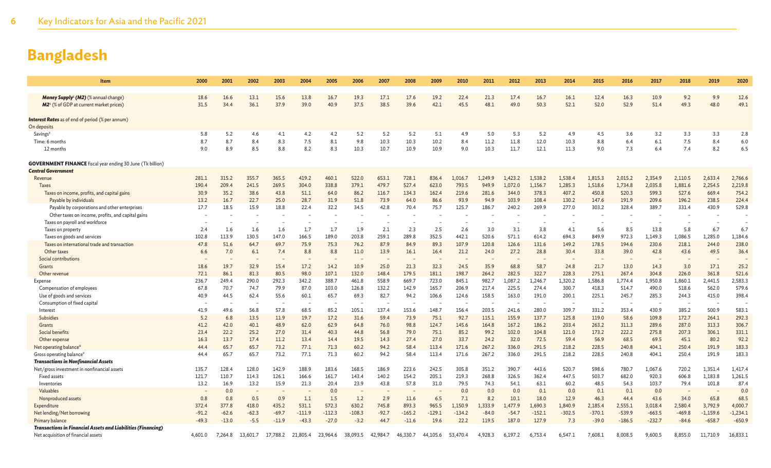# Bangladesh

| Item | 2000 | 2001 | 2002 | 2003 | 2004 | 2005 | 2006 | 2007 | 2008 | 2009 | 2010 | 2011 | 2012 | 2013 | 2014 | 2015 | 2016 | 2017 | 2018 | 2019 | 2020 |
|---|---|---|---|---|---|---|---|---|---|---|---|---|---|---|---|---|---|---|---|---|---|
| ***Money Supply***[s] ***(M2)*** (% annual change) | 18.6 | 16.6 | 13.1 | 15.6 | 13.8 | 16.7 | 19.3 | 17.1 | 17.6 | 19.2 | 22.4 | 21.3 | 17.4 | 16.7 | 16.1 | 12.4 | 16.3 | 10.9 | 9.2 | 9.9 | 12.6 |
| ***M2***[s] (% of GDP at current market prices) | 31.5 | 34.4 | 36.1 | 37.9 | 39.0 | 40.9 | 37.5 | 38.5 | 39.6 | 42.1 | 45.5 | 48.1 | 49.0 | 50.3 | 52.1 | 52.0 | 52.9 | 51.4 | 49.3 | 48.0 | 49.1 |
| ***Interest Rates*** as of end of period (% per annum) | | | | | | | | | | | | | | | | | | | | | |
| On deposits | | | | | | | | | | | | | | | | | | | | | |
| Savings[t] | 5.8 | 5.2 | 4.6 | 4.1 | 4.2 | 4.2 | 5.2 | 5.2 | 5.2 | 5.1 | 4.9 | 5.0 | 5.3 | 5.2 | 4.9 | 4.5 | 3.6 | 3.2 | 3.3 | 3.3 | 2.8 |
| Time: 6 months | 8.7 | 8.7 | 8.4 | 8.3 | 7.5 | 8.1 | 9.8 | 10.3 | 10.3 | 10.2 | 8.4 | 11.2 | 11.8 | 12.0 | 10.3 | 8.8 | 6.4 | 6.1 | 7.5 | 8.4 | 6.0 |
| 12 months | 9.0 | 8.9 | 8.5 | 8.8 | 8.2 | 8.3 | 10.3 | 10.7 | 10.9 | 10.9 | 9.0 | 10.3 | 11.7 | 12.1 | 11.3 | 9.0 | 7.3 | 6.4 | 7.4 | 8.2 | 6.5 |
| **GOVERNMENT FINANCE** fiscal year ending 30 June (Tk billion) | | | | | | | | | | | | | | | | | | | | | |
| ***Central Government*** | | | | | | | | | | | | | | | | | | | | | |
| Revenue | 281.1 | 315.2 | 355.7 | 365.5 | 419.2 | 460.1 | 522.0 | 653.1 | 728.1 | 836.4 | 1,016.7 | 1,249.9 | 1,423.2 | 1,538.2 | 1,538.4 | 1,815.3 | 2,015.2 | 2,354.9 | 2,110.5 | 2,633.4 | 2,766.6 |
| Taxes | 190.4 | 209.4 | 241.5 | 269.5 | 304.0 | 338.8 | 379.1 | 479.7 | 527.4 | 623.0 | 793.5 | 949.9 | 1,072.0 | 1,156.7 | 1,285.3 | 1,518.6 | 1,734.8 | 2,035.8 | 1,881.6 | 2,254.5 | 2,219.8 |
| Taxes on income, profits, and capital gains | 30.9 | 35.2 | 38.6 | 43.8 | 51.1 | 64.0 | 86.2 | 116.7 | 134.3 | 162.4 | 219.6 | 281.6 | 344.0 | 378.3 | 407.2 | 450.8 | 520.3 | 599.3 | 527.6 | 669.4 | 754.2 |
| Payable by individuals | 13.2 | 16.7 | 22.7 | 25.0 | 28.7 | 31.9 | 51.8 | 73.9 | 64.0 | 86.6 | 93.9 | 94.9 | 103.9 | 108.4 | 130.2 | 147.6 | 191.9 | 209.6 | 196.2 | 238.5 | 224.4 |
| Payable by corporations and other enterprises | 17.7 | 18.5 | 15.9 | 18.8 | 22.4 | 32.2 | 34.5 | 42.8 | 70.4 | 75.7 | 125.7 | 186.7 | 240.2 | 269.9 | 277.0 | 303.2 | 328.4 | 389.7 | 331.4 | 430.9 | 529.8 |
| Other taxes on income, profits, and capital gains | – | – | – | – | – | – | – | – | – | – | – | – | – | – | – | – | – | – | – | – | – |
| Taxes on payroll and workforce | – | – | – | – | – | – | – | – | – | – | – | – | – | – | – | – | – | – | – | – | – |
| Taxes on property | 2.4 | 1.6 | 1.6 | 1.6 | 1.7 | 1.7 | 1.9 | 2.1 | 2.3 | 2.5 | 2.6 | 3.0 | 3.1 | 3.8 | 4.1 | 5.6 | 8.5 | 13.8 | 5.8 | 6.7 | 6.7 |
| Taxes on goods and services | 102.8 | 113.9 | 130.5 | 147.0 | 166.5 | 189.0 | 203.8 | 259.1 | 289.8 | 352.5 | 442.1 | 520.6 | 571.1 | 614.2 | 694.3 | 849.9 | 972.3 | 1,149.3 | 1,086.5 | 1,285.0 | 1,184.6 |
| Taxes on international trade and transaction | 47.8 | 51.6 | 64.7 | 69.7 | 75.9 | 75.3 | 76.2 | 87.9 | 84.9 | 89.3 | 107.9 | 120.8 | 126.6 | 131.6 | 149.2 | 178.5 | 194.6 | 230.6 | 218.1 | 244.0 | 238.0 |
| Other taxes | 6.6 | 7.0 | 6.1 | 7.4 | 8.8 | 8.8 | 11.0 | 13.9 | 16.1 | 16.4 | 21.2 | 24.0 | 27.2 | 28.8 | 30.4 | 33.8 | 39.0 | 42.8 | 43.6 | 49.5 | 36.4 |
| Social contributions | – | – | – | – | – | – | – | – | – | – | – | – | – | – | – | – | – | – | – | – | – |
| Grants | 18.6 | 19.7 | 32.9 | 15.4 | 17.2 | 14.2 | 10.9 | 25.0 | 21.3 | 32.3 | 24.5 | 35.9 | 68.8 | 58.7 | 24.8 | 21.7 | 13.0 | 14.3 | 3.0 | 17.1 | 25.2 |
| Other revenue | 72.1 | 86.1 | 81.3 | 80.5 | 98.0 | 107.1 | 132.0 | 148.4 | 179.5 | 181.1 | 198.7 | 264.2 | 282.5 | 322.7 | 228.3 | 275.1 | 267.4 | 304.8 | 226.0 | 361.8 | 521.6 |
| Expense | 236.7 | 249.4 | 290.0 | 292.3 | 342.2 | 388.7 | 461.8 | 558.9 | 669.7 | 723.0 | 845.1 | 982.7 | 1,087.2 | 1,246.7 | 1,320.2 | 1,586.8 | 1,774.4 | 1,950.8 | 1,860.1 | 2,441.5 | 2,583.3 |
| Compensation of employees | 67.8 | 70.7 | 74.7 | 79.9 | 87.0 | 103.0 | 126.8 | 132.2 | 142.9 | 165.7 | 206.9 | 217.4 | 225.5 | 274.4 | 300.7 | 418.3 | 514.7 | 490.0 | 518.6 | 562.0 | 579.6 |
| Use of goods and services | 40.9 | 44.5 | 62.4 | 55.6 | 60.1 | 65.7 | 69.3 | 82.7 | 94.2 | 106.6 | 124.6 | 158.5 | 163.0 | 191.0 | 200.1 | 225.1 | 245.7 | 285.3 | 244.3 | 415.0 | 398.4 |
| Consumption of fixed capital | – | – | – | – | – | – | – | – | – | – | – | – | – | – | – | – | – | – | – | – | – |
| Interest | 41.9 | 49.6 | 56.8 | 57.8 | 68.5 | 85.2 | 105.1 | 137.4 | 153.6 | 148.7 | 156.4 | 203.5 | 241.6 | 280.0 | 309.7 | 331.2 | 353.4 | 430.9 | 385.2 | 500.9 | 583.1 |
| Subsidies | 5.2 | 6.8 | 13.5 | 11.9 | 19.7 | 17.2 | 31.6 | 59.4 | 73.9 | 75.1 | 92.7 | 115.1 | 155.9 | 137.7 | 125.8 | 119.0 | 58.6 | 109.8 | 172.7 | 264.1 | 292.3 |
| Grants | 41.2 | 42.0 | 40.1 | 48.9 | 62.0 | 62.9 | 64.8 | 76.0 | 98.8 | 124.7 | 145.6 | 164.8 | 167.2 | 186.2 | 203.4 | 263.2 | 311.3 | 289.6 | 287.0 | 313.3 | 306.7 |
| Social benefits | 23.4 | 22.2 | 25.2 | 27.0 | 31.4 | 40.3 | 44.8 | 56.8 | 79.0 | 75.1 | 85.2 | 99.2 | 102.0 | 104.8 | 121.0 | 173.2 | 222.2 | 275.8 | 207.3 | 306.1 | 331.1 |
| Other expense | 16.3 | 13.7 | 17.4 | 11.2 | 13.4 | 14.4 | 19.5 | 14.3 | 27.4 | 27.0 | 33.7 | 24.2 | 32.0 | 72.5 | 59.4 | 56.9 | 68.5 | 69.5 | 45.1 | 80.2 | 92.2 |
| Net operating balance[u] | 44.4 | 65.7 | 65.7 | 73.2 | 77.1 | 71.3 | 60.2 | 94.2 | 58.4 | 113.4 | 171.6 | 267.2 | 336.0 | 291.5 | 218.2 | 228.5 | 240.8 | 404.1 | 250.4 | 191.9 | 183.3 |
| Gross operating balance[v] | 44.4 | 65.7 | 65.7 | 73.2 | 77.1 | 71.3 | 60.2 | 94.2 | 58.4 | 113.4 | 171.6 | 267.2 | 336.0 | 291.5 | 218.2 | 228.5 | 240.8 | 404.1 | 250.4 | 191.9 | 183.3 |
| ***Transactions in Nonfinancial Assets*** | | | | | | | | | | | | | | | | | | | | | |
| Net/gross investment in nonfinancial assets | 135.7 | 128.4 | 128.0 | 142.9 | 188.9 | 183.6 | 168.5 | 186.9 | 223.6 | 242.5 | 305.8 | 351.2 | 390.7 | 443.6 | 520.7 | 598.6 | 780.7 | 1,067.6 | 720.2 | 1,351.4 | 1,417.4 |
| Fixed assets | 121.7 | 110.7 | 114.3 | 126.1 | 166.6 | 161.7 | 143.4 | 140.2 | 154.2 | 205.1 | 219.3 | 268.8 | 326.5 | 362.4 | 447.5 | 503.7 | 682.0 | 920.3 | 606.8 | 1,183.8 | 1,261.5 |
| Inventories | 13.2 | 16.9 | 13.2 | 15.9 | 21.3 | 20.4 | 23.9 | 43.8 | 57.8 | 31.0 | 79.5 | 74.3 | 54.1 | 63.1 | 60.2 | 48.5 | 54.3 | 103.7 | 79.4 | 101.8 | 87.4 |
| Valuables | – | 0.0 | – | – | – | 0.0 | – | – | – | – | 0.0 | 0.0 | 0.0 | 0.1 | 0.0 | 0.1 | 0.1 | 0.0 | – | – | 0.0 |
| Nonproduced assets | 0.8 | 0.8 | 0.5 | 0.9 | 1.1 | 1.5 | 1.2 | 2.9 | 11.6 | 6.5 | 7.1 | 8.2 | 10.1 | 18.0 | 12.9 | 46.3 | 44.4 | 43.6 | 34.0 | 65.8 | 68.5 |
| Expenditure | 372.4 | 377.8 | 418.0 | 435.2 | 531.1 | 572.3 | 630.2 | 745.8 | 893.3 | 965.5 | 1,150.9 | 1,333.9 | 1,477.9 | 1,690.3 | 1,840.9 | 2,185.4 | 2,555.1 | 3,018.4 | 2,580.4 | 3,792.9 | 4,000.7 |
| Net lending/Net borrowing | -91.2 | -62.6 | -62.3 | -69.7 | -111.9 | -112.3 | -108.3 | -92.7 | -165.2 | -129.1 | -134.2 | -84.0 | -54.7 | -152.1 | -302.5 | -370.1 | -539.9 | -663.5 | -469.8 | -1,159.6 | -1,234.1 |
| Primary balance | -49.3 | -13.0 | -5.5 | -11.9 | -43.3 | -27.0 | -3.2 | 44.7 | -11.6 | 19.6 | 22.2 | 119.5 | 187.0 | 127.9 | 7.3 | -39.0 | -186.5 | -232.7 | -84.6 | -658.7 | -650.9 |
| ***Transactions in Financial Assets and Liabilities (Financing)*** | | | | | | | | | | | | | | | | | | | | | |
| Net acquisition of financial assets | 4,601.0 | 7,264.8 | 13,601.7 | 17,788.2 | 21,805.4 | 23,964.6 | 38,093.5 | 42,984.7 | 46,330.7 | 44,105.6 | 53,470.4 | 4,928.3 | 6,197.2 | 6,753.4 | 6,547.1 | 7,608.1 | 8,008.5 | 9,600.5 | 8,855.0 | 11,710.9 | 16,833.1 |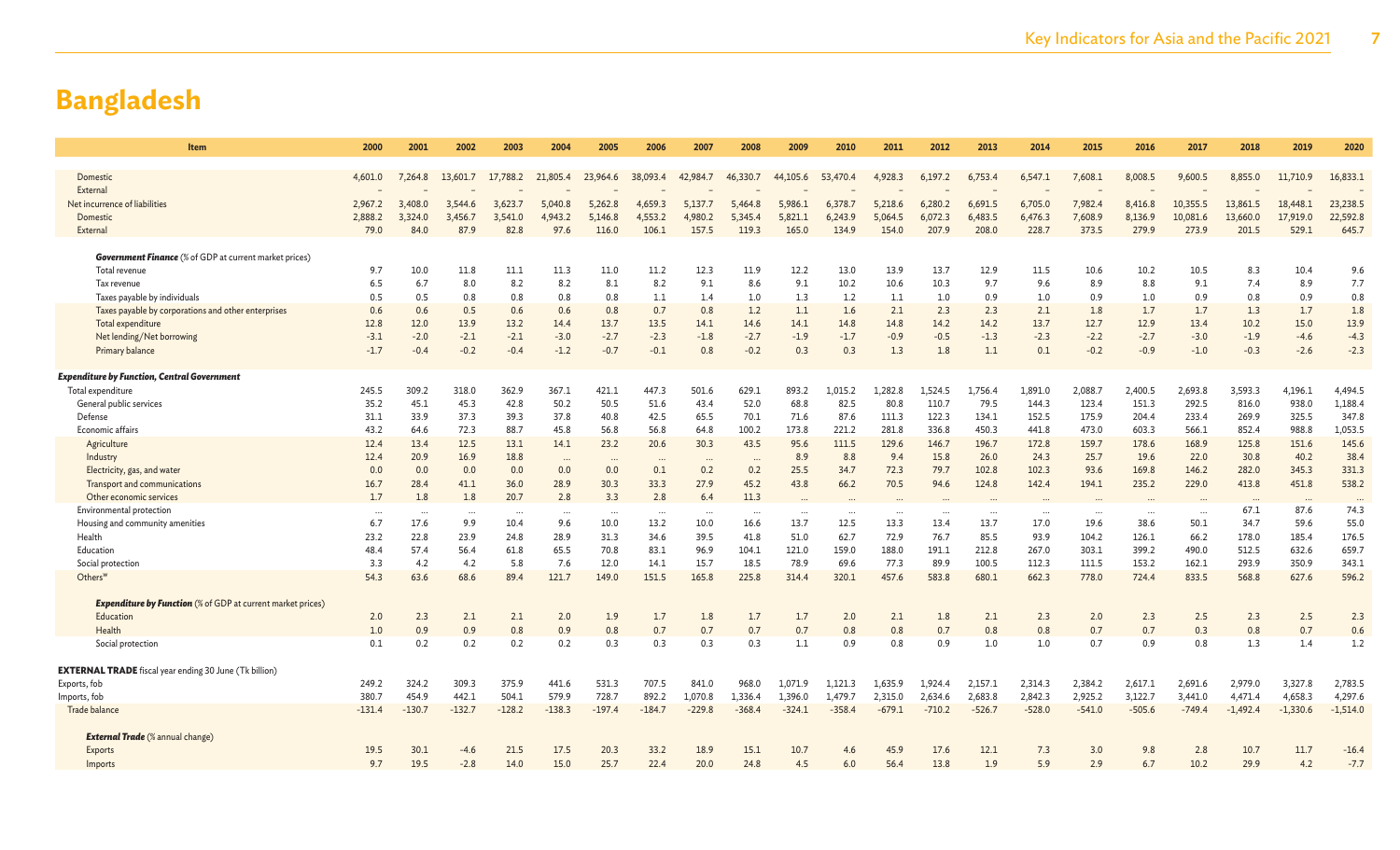# Bangladesh

| Item | 2000 | 2001 | 2002 | 2003 | 2004 | 2005 | 2006 | 2007 | 2008 | 2009 | 2010 | 2011 | 2012 | 2013 | 2014 | 2015 | 2016 | 2017 | 2018 | 2019 | 2020 |
|---|---|---|---|---|---|---|---|---|---|---|---|---|---|---|---|---|---|---|---|---|---|
| Domestic | 4,601.0 | 7,264.8 | 13,601.7 | 17,788.2 | 21,805.4 | 23,964.6 | 38,093.4 | 42,984.7 | 46,330.7 | 44,105.6 | 53,470.4 | 4,928.3 | 6,197.2 | 6,753.4 | 6,547.1 | 7,608.1 | 8,008.5 | 9,600.5 | 8,855.0 | 11,710.9 | 16,833.1 |
| External | – | – | – | – | – | – | – | – | – | – | – | – | – | – | – | – | – | – | – | – | – |
| Net incurrence of liabilities | 2,967.2 | 3,408.0 | 3,544.6 | 3,623.7 | 5,040.8 | 5,262.8 | 4,659.3 | 5,137.7 | 5,464.8 | 5,986.1 | 6,378.7 | 5,218.6 | 6,280.2 | 6,691.5 | 6,705.0 | 7,982.4 | 8,416.8 | 10,355.5 | 13,861.5 | 18,448.1 | 23,238.5 |
| Domestic | 2,888.2 | 3,324.0 | 3,456.7 | 3,541.0 | 4,943.2 | 5,146.8 | 4,553.2 | 4,980.2 | 5,345.4 | 5,821.1 | 6,243.9 | 5,064.5 | 6,072.3 | 6,483.5 | 6,476.3 | 7,608.9 | 8,136.9 | 10,081.6 | 13,660.0 | 17,919.0 | 22,592.8 |
| External | 79.0 | 84.0 | 87.9 | 82.8 | 97.6 | 116.0 | 106.1 | 157.5 | 119.3 | 165.0 | 134.9 | 154.0 | 207.9 | 208.0 | 228.7 | 373.5 | 279.9 | 273.9 | 201.5 | 529.1 | 645.7 |
| ***Government Finance*** *(% of GDP at current market prices)* | | | | | | | | | | | | | | | | | | | | | |
| Total revenue | 9.7 | 10.0 | 11.8 | 11.1 | 11.3 | 11.0 | 11.2 | 12.3 | 11.9 | 12.2 | 13.0 | 13.9 | 13.7 | 12.9 | 11.5 | 10.6 | 10.2 | 10.5 | 8.3 | 10.4 | 9.6 |
| Tax revenue | 6.5 | 6.7 | 8.0 | 8.2 | 8.2 | 8.1 | 8.2 | 9.1 | 8.6 | 9.1 | 10.2 | 10.6 | 10.3 | 9.7 | 9.6 | 8.9 | 8.8 | 9.1 | 7.4 | 8.9 | 7.7 |
| Taxes payable by individuals | 0.5 | 0.5 | 0.8 | 0.8 | 0.8 | 0.8 | 1.1 | 1.4 | 1.0 | 1.3 | 1.2 | 1.1 | 1.0 | 0.9 | 1.0 | 0.9 | 1.0 | 0.9 | 0.8 | 0.9 | 0.8 |
| Taxes payable by corporations and other enterprises | 0.6 | 0.6 | 0.5 | 0.6 | 0.6 | 0.8 | 0.7 | 0.8 | 1.2 | 1.1 | 1.6 | 2.1 | 2.3 | 2.3 | 2.1 | 1.8 | 1.7 | 1.7 | 1.3 | 1.7 | 1.8 |
| Total expenditure | 12.8 | 12.0 | 13.9 | 13.2 | 14.4 | 13.7 | 13.5 | 14.1 | 14.6 | 14.1 | 14.8 | 14.8 | 14.2 | 14.2 | 13.7 | 12.7 | 12.9 | 13.4 | 10.2 | 15.0 | 13.9 |
| Net lending/Net borrowing | -3.1 | -2.0 | -2.1 | -2.1 | -3.0 | -2.7 | -2.3 | -1.8 | -2.7 | -1.9 | -1.7 | -0.9 | -0.5 | -1.3 | -2.3 | -2.2 | -2.7 | -3.0 | -1.9 | -4.6 | -4.3 |
| Primary balance | -1.7 | -0.4 | -0.2 | -0.4 | -1.2 | -0.7 | -0.1 | 0.8 | -0.2 | 0.3 | 0.3 | 1.3 | 1.8 | 1.1 | 0.1 | -0.2 | -0.9 | -1.0 | -0.3 | -2.6 | -2.3 |
| ***Expenditure by Function, Central Government*** | | | | | | | | | | | | | | | | | | | | | |
| Total expenditure | 245.5 | 309.2 | 318.0 | 362.9 | 367.1 | 421.1 | 447.3 | 501.6 | 629.1 | 893.2 | 1,015.2 | 1,282.8 | 1,524.5 | 1,756.4 | 1,891.0 | 2,088.7 | 2,400.5 | 2,693.8 | 3,593.3 | 4,196.1 | 4,494.5 |
| General public services | 35.2 | 45.1 | 45.3 | 42.8 | 50.2 | 50.5 | 51.6 | 43.4 | 52.0 | 68.8 | 82.5 | 80.8 | 110.7 | 79.5 | 144.3 | 123.4 | 151.3 | 292.5 | 816.0 | 938.0 | 1,188.4 |
| Defense | 31.1 | 33.9 | 37.3 | 39.3 | 37.8 | 40.8 | 42.5 | 65.5 | 70.1 | 71.6 | 87.6 | 111.3 | 122.3 | 134.1 | 152.5 | 175.9 | 204.4 | 233.4 | 269.9 | 325.5 | 347.8 |
| Economic affairs | 43.2 | 64.6 | 72.3 | 88.7 | 45.8 | 56.8 | 56.8 | 64.8 | 100.2 | 173.8 | 221.2 | 281.8 | 336.8 | 450.3 | 441.8 | 473.0 | 603.3 | 566.1 | 852.4 | 988.8 | 1,053.5 |
| Agriculture | 12.4 | 13.4 | 12.5 | 13.1 | 14.1 | 23.2 | 20.6 | 30.3 | 43.5 | 95.6 | 111.5 | 129.6 | 146.7 | 196.7 | 172.8 | 159.7 | 178.6 | 168.9 | 125.8 | 151.6 | 145.6 |
| Industry | 12.4 | 20.9 | 16.9 | 18.8 | ... | ... | ... | ... | ... | 8.9 | 8.8 | 9.4 | 15.8 | 26.0 | 24.3 | 25.7 | 19.6 | 22.0 | 30.8 | 40.2 | 38.4 |
| Electricity, gas, and water | 0.0 | 0.0 | 0.0 | 0.0 | 0.0 | 0.0 | 0.1 | 0.2 | 0.2 | 25.5 | 34.7 | 72.3 | 79.7 | 102.8 | 102.3 | 93.6 | 169.8 | 146.2 | 282.0 | 345.3 | 331.3 |
| Transport and communications | 16.7 | 28.4 | 41.1 | 36.0 | 28.9 | 30.3 | 33.3 | 27.9 | 45.2 | 43.8 | 66.2 | 70.5 | 94.6 | 124.8 | 142.4 | 194.1 | 235.2 | 229.0 | 413.8 | 451.8 | 538.2 |
| Other economic services | 1.7 | 1.8 | 1.8 | 20.7 | 2.8 | 3.3 | 2.8 | 6.4 | 11.3 | ... | ... | ... | ... | ... | ... | ... | ... | ... | ... | ... | ... |
| Environmental protection | ... | ... | ... | ... | ... | ... | ... | ... | ... | ... | ... | ... | ... | ... | ... | ... | ... | ... | 67.1 | 87.6 | 74.3 |
| Housing and community amenities | 6.7 | 17.6 | 9.9 | 10.4 | 9.6 | 10.0 | 13.2 | 10.0 | 16.6 | 13.7 | 12.5 | 13.3 | 13.4 | 13.7 | 17.0 | 19.6 | 38.6 | 50.1 | 34.7 | 59.6 | 55.0 |
| Health | 23.2 | 22.8 | 23.9 | 24.8 | 28.9 | 31.3 | 34.6 | 39.5 | 41.8 | 51.0 | 62.7 | 72.9 | 76.7 | 85.5 | 93.9 | 104.2 | 126.1 | 66.2 | 178.0 | 185.4 | 176.5 |
| Education | 48.4 | 57.4 | 56.4 | 61.8 | 65.5 | 70.8 | 83.1 | 96.9 | 104.1 | 121.0 | 159.0 | 188.0 | 191.1 | 212.8 | 267.0 | 303.1 | 399.2 | 490.0 | 512.5 | 632.6 | 659.7 |
| Social protection | 3.3 | 4.2 | 4.2 | 5.8 | 7.6 | 12.0 | 14.1 | 15.7 | 18.5 | 78.9 | 69.6 | 77.3 | 89.9 | 100.5 | 112.3 | 111.5 | 153.2 | 162.1 | 293.9 | 350.9 | 343.1 |
| Others[w] | 54.3 | 63.6 | 68.6 | 89.4 | 121.7 | 149.0 | 151.5 | 165.8 | 225.8 | 314.4 | 320.1 | 457.6 | 583.8 | 680.1 | 662.3 | 778.0 | 724.4 | 833.5 | 568.8 | 627.6 | 596.2 |
| ***Expenditure by Function*** *(% of GDP at current market prices)* | | | | | | | | | | | | | | | | | | | | | |
| Education | 2.0 | 2.3 | 2.1 | 2.1 | 2.0 | 1.9 | 1.7 | 1.8 | 1.7 | 1.7 | 2.0 | 2.1 | 1.8 | 2.1 | 2.3 | 2.0 | 2.3 | 2.5 | 2.3 | 2.5 | 2.3 |
| Health | 1.0 | 0.9 | 0.9 | 0.8 | 0.9 | 0.8 | 0.7 | 0.7 | 0.7 | 0.7 | 0.8 | 0.8 | 0.7 | 0.8 | 0.8 | 0.7 | 0.7 | 0.3 | 0.8 | 0.7 | 0.6 |
| Social protection | 0.1 | 0.2 | 0.2 | 0.2 | 0.2 | 0.3 | 0.3 | 0.3 | 0.3 | 1.1 | 0.9 | 0.8 | 0.9 | 1.0 | 1.0 | 0.7 | 0.9 | 0.8 | 1.3 | 1.4 | 1.2 |
| **EXTERNAL TRADE** fiscal year ending 30 June (Tk billion) | | | | | | | | | | | | | | | | | | | | | |
| Exports, fob | 249.2 | 324.2 | 309.3 | 375.9 | 441.6 | 531.3 | 707.5 | 841.0 | 968.0 | 1,071.9 | 1,121.3 | 1,635.9 | 1,924.4 | 2,157.1 | 2,314.3 | 2,384.2 | 2,617.1 | 2,691.6 | 2,979.0 | 3,327.8 | 2,783.5 |
| Imports, fob | 380.7 | 454.9 | 442.1 | 504.1 | 579.9 | 728.7 | 892.2 | 1,070.8 | 1,336.4 | 1,396.0 | 1,479.7 | 2,315.0 | 2,634.6 | 2,683.8 | 2,842.3 | 2,925.2 | 3,122.7 | 3,441.0 | 4,471.4 | 4,658.3 | 4,297.6 |
| Trade balance | -131.4 | -130.7 | -132.7 | -128.2 | -138.3 | -197.4 | -184.7 | -229.8 | -368.4 | -324.1 | -358.4 | -679.1 | -710.2 | -526.7 | -528.0 | -541.0 | -505.6 | -749.4 | -1,492.4 | -1,330.6 | -1,514.0 |
| ***External Trade*** *(% annual change)* | | | | | | | | | | | | | | | | | | | | | |
| Exports | 19.5 | 30.1 | -4.6 | 21.5 | 17.5 | 20.3 | 33.2 | 18.9 | 15.1 | 10.7 | 4.6 | 45.9 | 17.6 | 12.1 | 7.3 | 3.0 | 9.8 | 2.8 | 10.7 | 11.7 | -16.4 |
| Imports | 9.7 | 19.5 | -2.8 | 14.0 | 15.0 | 25.7 | 22.4 | 20.0 | 24.8 | 4.5 | 6.0 | 56.4 | 13.8 | 1.9 | 5.9 | 2.9 | 6.7 | 10.2 | 29.9 | 4.2 | -7.7 |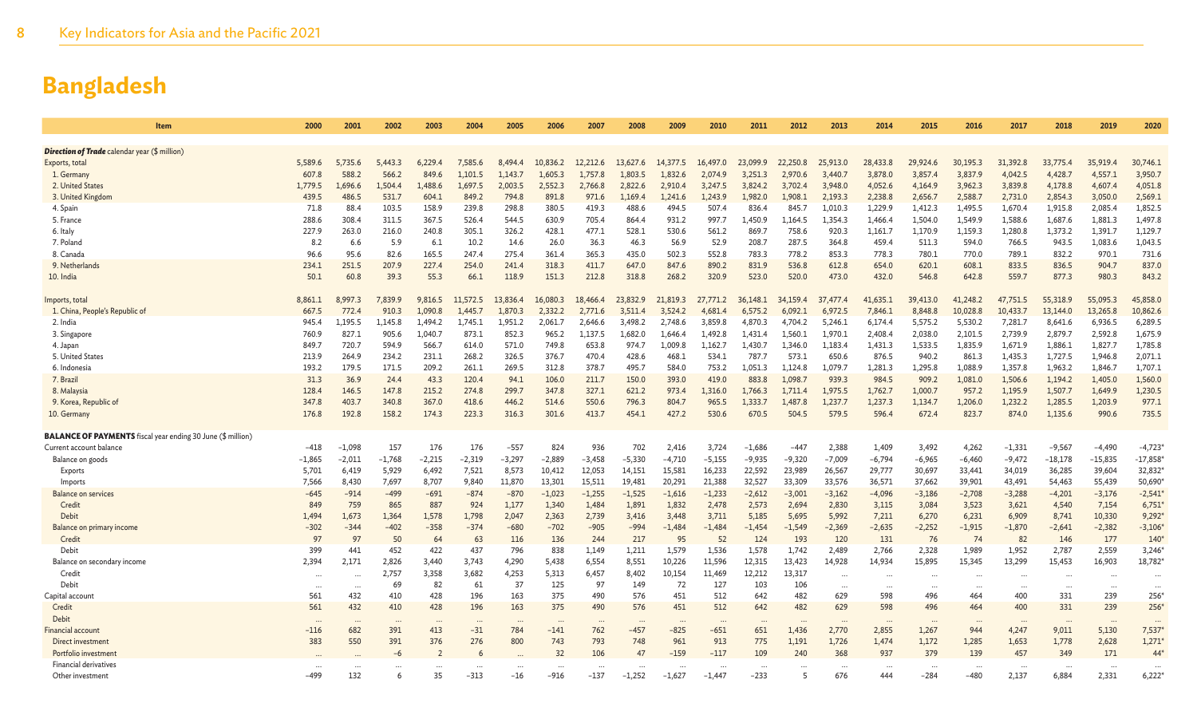# Bangladesh

| Item | 2000 | 2001 | 2002 | 2003 | 2004 | 2005 | 2006 | 2007 | 2008 | 2009 | 2010 | 2011 | 2012 | 2013 | 2014 | 2015 | 2016 | 2017 | 2018 | 2019 | 2020 |
|---|---|---|---|---|---|---|---|---|---|---|---|---|---|---|---|---|---|---|---|---|---|
| ***Direction of Trade** calendar year ($ million)* | | | | | | | | | | | | | | | | | | | | | |
| Exports, total | 5,589.6 | 5,735.6 | 5,443.3 | 6,229.4 | 7,585.6 | 8,494.4 | 10,836.2 | 12,212.6 | 13,627.6 | 14,377.5 | 16,497.0 | 23,099.9 | 22,250.8 | 25,913.0 | 28,433.8 | 29,924.6 | 30,195.3 | 31,392.8 | 33,775.4 | 35,919.4 | 30,746.1 |
| 1. Germany | 607.8 | 588.2 | 566.2 | 849.6 | 1,101.5 | 1,143.7 | 1,605.3 | 1,757.8 | 1,803.5 | 1,832.6 | 2,074.9 | 3,251.3 | 2,970.6 | 3,440.7 | 3,878.0 | 3,857.4 | 3,837.9 | 4,042.5 | 4,428.7 | 4,557.1 | 3,950.7 |
| 2. United States | 1,779.5 | 1,696.6 | 1,504.4 | 1,488.6 | 1,697.5 | 2,003.5 | 2,552.3 | 2,766.8 | 2,822.6 | 2,910.4 | 3,247.5 | 3,824.2 | 3,702.4 | 3,948.0 | 4,052.6 | 4,164.9 | 3,962.3 | 3,839.8 | 4,178.8 | 4,607.4 | 4,051.8 |
| 3. United Kingdom | 439.5 | 486.5 | 531.7 | 604.1 | 849.2 | 794.8 | 891.8 | 971.6 | 1,169.4 | 1,241.6 | 1,243.9 | 1,982.0 | 1,908.1 | 2,193.3 | 2,238.8 | 2,656.7 | 2,588.7 | 2,731.0 | 2,854.3 | 3,050.0 | 2,569.1 |
| 4. Spain | 71.8 | 88.4 | 103.5 | 158.9 | 239.8 | 298.8 | 380.5 | 419.3 | 488.6 | 494.5 | 507.4 | 836.4 | 845.7 | 1,010.3 | 1,229.9 | 1,412.3 | 1,495.5 | 1,670.4 | 1,915.8 | 2,085.4 | 1,852.5 |
| 5. France | 288.6 | 308.4 | 311.5 | 367.5 | 526.4 | 544.5 | 630.9 | 705.4 | 864.4 | 931.2 | 997.7 | 1,450.9 | 1,164.5 | 1,354.3 | 1,466.4 | 1,504.0 | 1,549.9 | 1,588.6 | 1,687.6 | 1,881.3 | 1,497.8 |
| 6. Italy | 227.9 | 263.0 | 216.0 | 240.8 | 305.1 | 326.2 | 428.1 | 477.1 | 528.1 | 530.6 | 561.2 | 869.7 | 758.6 | 920.3 | 1,161.7 | 1,170.9 | 1,159.3 | 1,280.8 | 1,373.2 | 1,391.7 | 1,129.7 |
| 7. Poland | 8.2 | 6.6 | 5.9 | 6.1 | 10.2 | 14.6 | 26.0 | 36.3 | 46.3 | 56.9 | 52.9 | 208.7 | 287.5 | 364.8 | 459.4 | 511.3 | 594.0 | 766.5 | 943.5 | 1,083.6 | 1,043.5 |
| 8. Canada | 96.6 | 95.6 | 82.6 | 165.5 | 247.4 | 275.4 | 361.4 | 365.3 | 435.0 | 502.3 | 552.8 | 783.3 | 778.2 | 853.3 | 778.3 | 780.1 | 770.0 | 789.1 | 832.2 | 970.1 | 731.6 |
| 9. Netherlands | 234.1 | 251.5 | 207.9 | 227.4 | 254.0 | 241.4 | 318.3 | 411.7 | 647.0 | 847.6 | 890.2 | 831.9 | 536.8 | 612.8 | 654.0 | 620.1 | 608.1 | 833.5 | 836.5 | 904.7 | 837.0 |
| 10. India | 50.1 | 60.8 | 39.3 | 55.3 | 66.1 | 118.9 | 151.3 | 212.8 | 318.8 | 268.2 | 320.9 | 523.0 | 520.0 | 473.0 | 432.0 | 546.8 | 642.8 | 559.7 | 877.3 | 980.3 | 843.2 |
| Imports, total | 8,861.1 | 8,997.3 | 7,839.9 | 9,816.5 | 11,572.5 | 13,836.4 | 16,080.3 | 18,466.4 | 23,832.9 | 21,819.3 | 27,771.2 | 36,148.1 | 34,159.4 | 37,477.4 | 41,635.1 | 39,413.0 | 41,248.2 | 47,751.5 | 55,318.9 | 55,095.3 | 45,858.0 |
| 1. China, People's Republic of | 667.5 | 772.4 | 910.3 | 1,090.8 | 1,445.7 | 1,870.3 | 2,332.2 | 2,771.6 | 3,511.4 | 3,524.2 | 4,681.4 | 6,575.2 | 6,092.1 | 6,972.5 | 7,846.1 | 8,848.8 | 10,028.8 | 10,433.7 | 13,144.0 | 13,265.8 | 10,862.6 |
| 2. India | 945.4 | 1,195.5 | 1,145.8 | 1,494.2 | 1,745.1 | 1,951.2 | 2,061.7 | 2,646.6 | 3,498.2 | 2,748.6 | 3,859.8 | 4,870.3 | 4,704.2 | 5,246.1 | 6,174.4 | 5,575.2 | 5,530.2 | 7,281.7 | 8,641.6 | 6,936.5 | 6,289.5 |
| 3. Singapore | 760.9 | 827.1 | 905.6 | 1,040.7 | 873.1 | 852.3 | 965.2 | 1,137.5 | 1,682.0 | 1,646.4 | 1,492.8 | 1,431.4 | 1,560.1 | 1,970.1 | 2,408.4 | 2,038.0 | 2,101.5 | 2,739.9 | 2,879.7 | 2,592.8 | 1,675.9 |
| 4. Japan | 849.7 | 720.7 | 594.9 | 566.7 | 614.0 | 571.0 | 749.8 | 653.8 | 974.7 | 1,009.8 | 1,162.7 | 1,430.7 | 1,346.0 | 1,183.4 | 1,431.3 | 1,533.5 | 1,835.9 | 1,671.9 | 1,886.1 | 1,827.7 | 1,785.8 |
| 5. United States | 213.9 | 264.9 | 234.2 | 231.1 | 268.2 | 326.5 | 376.7 | 470.4 | 428.6 | 468.1 | 534.1 | 787.7 | 573.1 | 650.6 | 876.5 | 940.2 | 861.3 | 1,435.3 | 1,727.5 | 1,946.8 | 2,071.1 |
| 6. Indonesia | 193.2 | 179.5 | 171.5 | 209.2 | 261.1 | 269.5 | 312.8 | 378.7 | 495.7 | 584.0 | 753.2 | 1,051.3 | 1,124.8 | 1,079.7 | 1,281.3 | 1,295.8 | 1,088.9 | 1,357.8 | 1,963.2 | 1,846.7 | 1,707.1 |
| 7. Brazil | 31.3 | 36.9 | 24.4 | 43.3 | 120.4 | 94.1 | 106.0 | 211.7 | 150.0 | 393.0 | 419.0 | 883.8 | 1,098.7 | 939.3 | 984.5 | 909.2 | 1,081.0 | 1,506.6 | 1,194.2 | 1,405.0 | 1,560.0 |
| 8. Malaysia | 128.4 | 146.5 | 147.8 | 215.2 | 274.8 | 299.7 | 347.8 | 327.1 | 621.2 | 973.4 | 1,316.0 | 1,766.3 | 1,711.4 | 1,975.5 | 1,762.7 | 1,000.7 | 957.2 | 1,195.9 | 1,507.7 | 1,649.9 | 1,230.5 |
| 9. Korea, Republic of | 347.8 | 403.7 | 340.8 | 367.0 | 418.6 | 446.2 | 514.6 | 550.6 | 796.3 | 804.7 | 965.5 | 1,333.7 | 1,487.8 | 1,237.7 | 1,237.3 | 1,134.7 | 1,206.0 | 1,232.2 | 1,285.5 | 1,203.9 | 977.1 |
| 10. Germany | 176.8 | 192.8 | 158.2 | 174.3 | 223.3 | 316.3 | 301.6 | 413.7 | 454.1 | 427.2 | 530.6 | 670.5 | 504.5 | 579.5 | 596.4 | 672.4 | 823.7 | 874.0 | 1,135.6 | 990.6 | 735.5 |
| **BALANCE OF PAYMENTS** fiscal year ending 30 June ($ million) | | | | | | | | | | | | | | | | | | | | | |
| Current account balance | −418 | −1,098 | 157 | 176 | 176 | −557 | 824 | 936 | 702 | 2,416 | 3,724 | −1,686 | −447 | 2,388 | 1,409 | 3,492 | 4,262 | −1,331 | −9,567 | −4,490 | −4,723* |
| Balance on goods | −1,865 | −2,011 | −1,768 | −2,215 | −2,319 | −3,297 | −2,889 | −3,458 | −5,330 | −4,710 | −5,155 | −9,935 | −9,320 | −7,009 | −6,794 | −6,965 | −6,460 | −9,472 | −18,178 | −15,835 | −17,858* |
| Exports | 5,701 | 6,419 | 5,929 | 6,492 | 7,521 | 8,573 | 10,412 | 12,053 | 14,151 | 15,581 | 16,233 | 22,592 | 23,989 | 26,567 | 29,777 | 30,697 | 33,441 | 34,019 | 36,285 | 39,604 | 32,832* |
| Imports | 7,566 | 8,430 | 7,697 | 8,707 | 9,840 | 11,870 | 13,301 | 15,511 | 19,481 | 20,291 | 21,388 | 32,527 | 33,309 | 33,576 | 36,571 | 37,662 | 39,901 | 43,491 | 54,463 | 55,439 | 50,690* |
| Balance on services | −645 | −914 | −499 | −691 | −874 | −870 | −1,023 | −1,255 | −1,525 | −1,616 | −1,233 | −2,612 | −3,001 | −3,162 | −4,096 | −3,186 | −2,708 | −3,288 | −4,201 | −3,176 | −2,541* |
| Credit | 849 | 759 | 865 | 887 | 924 | 1,177 | 1,340 | 1,484 | 1,891 | 1,832 | 2,478 | 2,573 | 2,694 | 2,830 | 3,115 | 3,084 | 3,523 | 3,621 | 4,540 | 7,154 | 6,751* |
| Debit | 1,494 | 1,673 | 1,364 | 1,578 | 1,798 | 2,047 | 2,363 | 2,739 | 3,416 | 3,448 | 3,711 | 5,185 | 5,695 | 5,992 | 7,211 | 6,270 | 6,231 | 6,909 | 8,741 | 10,330 | 9,292* |
| Balance on primary income | −302 | −344 | −402 | −358 | −374 | −680 | −702 | −905 | −994 | −1,484 | −1,484 | −1,454 | −1,549 | −2,369 | −2,635 | −2,252 | −1,915 | −1,870 | −2,641 | −2,382 | −3,106* |
| Credit | 97 | 97 | 50 | 64 | 63 | 116 | 136 | 244 | 217 | 95 | 52 | 124 | 193 | 120 | 131 | 76 | 74 | 82 | 146 | 177 | 140* |
| Debit | 399 | 441 | 452 | 422 | 437 | 796 | 838 | 1,149 | 1,211 | 1,579 | 1,536 | 1,578 | 1,742 | 2,489 | 2,766 | 2,328 | 1,989 | 1,952 | 2,787 | 2,559 | 3,246* |
| Balance on secondary income | 2,394 | 2,171 | 2,826 | 3,440 | 3,743 | 4,290 | 5,438 | 6,554 | 8,551 | 10,226 | 11,596 | 12,315 | 13,423 | 14,928 | 14,934 | 15,895 | 15,345 | 13,299 | 15,453 | 16,903 | 18,782* |
| Credit | … | … | 2,757 | 3,358 | 3,682 | 4,253 | 5,313 | 6,457 | 8,402 | 10,154 | 11,469 | 12,212 | 13,317 | … | … | … | … | … | … | … | … |
| Debit | … | … | 69 | 82 | 61 | 37 | 125 | 97 | 149 | 72 | 127 | 103 | 106 | … | … | … | … | … | … | … | … |
| Capital account | 561 | 432 | 410 | 428 | 196 | 163 | 375 | 490 | 576 | 451 | 512 | 642 | 482 | 629 | 598 | 496 | 464 | 400 | 331 | 239 | 256* |
| Credit | 561 | 432 | 410 | 428 | 196 | 163 | 375 | 490 | 576 | 451 | 512 | 642 | 482 | 629 | 598 | 496 | 464 | 400 | 331 | 239 | 256* |
| Debit | … | … | … | … | … | … | … | … | … | … | … | … | … | … | … | … | … | … | … | … | … |
| Financial account | −116 | 682 | 391 | 413 | −31 | 784 | −141 | 762 | −457 | −825 | −651 | 651 | 1,436 | 2,770 | 2,855 | 1,267 | 944 | 4,247 | 9,011 | 5,130 | 7,537* |
| Direct investment | 383 | 550 | 391 | 376 | 276 | 800 | 743 | 793 | 748 | 961 | 913 | 775 | 1,191 | 1,726 | 1,474 | 1,172 | 1,285 | 1,653 | 1,778 | 2,628 | 1,271* |
| Portfolio investment | … | … | −6 | 2 | 6 | … | 32 | 106 | 47 | −159 | −117 | 109 | 240 | 368 | 937 | 379 | 139 | 457 | 349 | 171 | 44* |
| Financial derivatives | … | … | … | … | … | … | … | … | … | … | … | … | … | … | … | … | … | … | … | … | … |
| Other investment | −499 | 132 | 6 | 35 | −313 | −16 | −916 | −137 | −1,252 | −1,627 | −1,447 | −233 | 5 | 676 | 444 | −284 | −480 | 2,137 | 6,884 | 2,331 | 6,222* |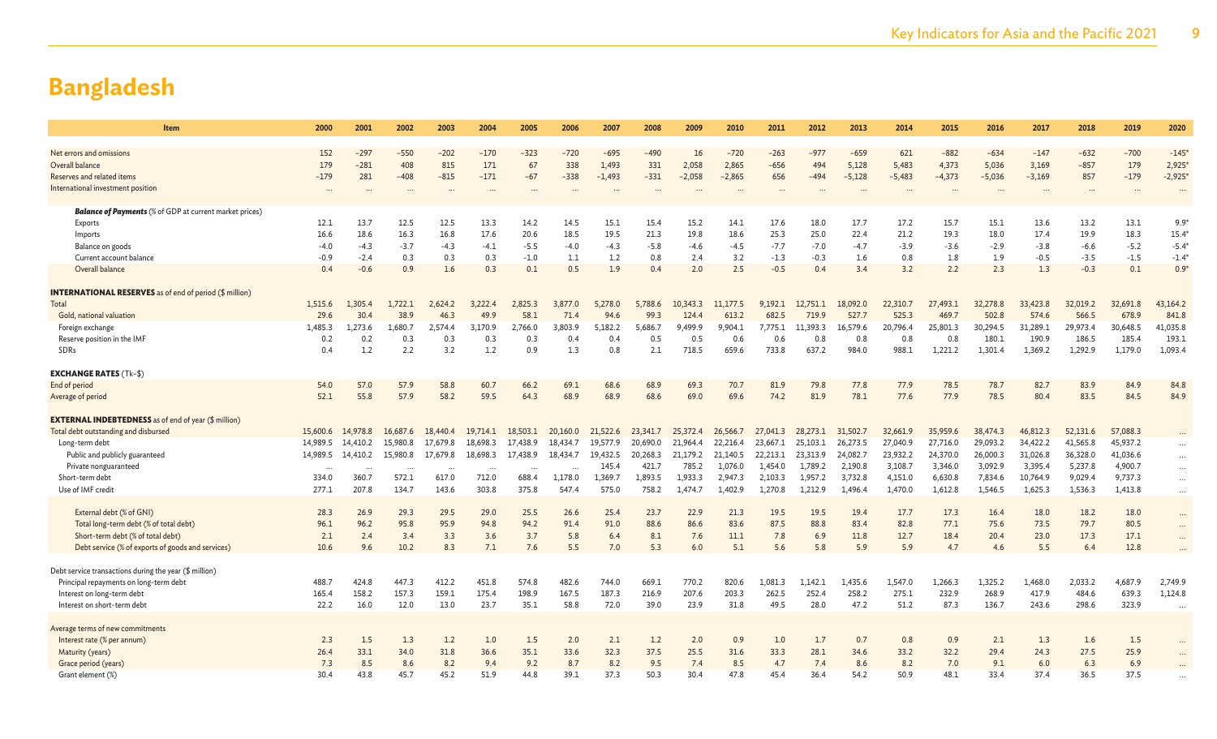# Bangladesh

| Item | 2000 | 2001 | 2002 | 2003 | 2004 | 2005 | 2006 | 2007 | 2008 | 2009 | 2010 | 2011 | 2012 | 2013 | 2014 | 2015 | 2016 | 2017 | 2018 | 2019 | 2020 |
|---|---|---|---|---|---|---|---|---|---|---|---|---|---|---|---|---|---|---|---|---|---|
| Net errors and omissions | 152 | −297 | −550 | −202 | −170 | −323 | −720 | −695 | −490 | 16 | −720 | −263 | −977 | −659 | 621 | −882 | −634 | −147 | −632 | −700 | −145* |
| Overall balance | 179 | −281 | 408 | 815 | 171 | 67 | 338 | 1,493 | 331 | 2,058 | 2,865 | −656 | 494 | 5,128 | 5,483 | 4,373 | 5,036 | 3,169 | −857 | 179 | 2,925* |
| Reserves and related items | −179 | 281 | −408 | −815 | −171 | −67 | −338 | −1,493 | −331 | −2,058 | −2,865 | 656 | −494 | −5,128 | −5,483 | −4,373 | −5,036 | −3,169 | 857 | −179 | −2,925* |
| International investment position | ... | ... | ... | ... | ... | ... | ... | ... | ... | ... | ... | ... | ... | ... | ... | ... | ... | ... | ... | ... | ... |
| ***Balance of Payments*** (% of GDP at current market prices) | | | | | | | | | | | | | | | | | | | | | |
| Exports | 12.1 | 13.7 | 12.5 | 12.5 | 13.3 | 14.2 | 14.5 | 15.1 | 15.4 | 15.2 | 14.1 | 17.6 | 18.0 | 17.7 | 17.2 | 15.7 | 15.1 | 13.6 | 13.2 | 13.1 | 9.9* |
| Imports | 16.6 | 18.6 | 16.3 | 16.8 | 17.6 | 20.6 | 18.5 | 19.5 | 21.3 | 19.8 | 18.6 | 25.3 | 25.0 | 22.4 | 21.2 | 19.3 | 18.0 | 17.4 | 19.9 | 18.3 | 15.4* |
| Balance on goods | −4.0 | −4.3 | −3.7 | −4.3 | −4.1 | −5.5 | −4.0 | −4.3 | −5.8 | −4.6 | −4.5 | −7.7 | −7.0 | −4.7 | −3.9 | −3.6 | −2.9 | −3.8 | −6.6 | −5.2 | −5.4* |
| Current account balance | −0.9 | −2.4 | 0.3 | 0.3 | 0.3 | −1.0 | 1.1 | 1.2 | 0.8 | 2.4 | 3.2 | −1.3 | −0.3 | 1.6 | 0.8 | 1.8 | 1.9 | −0.5 | −3.5 | −1.5 | −1.4* |
| Overall balance | 0.4 | −0.6 | 0.9 | 1.6 | 0.3 | 0.1 | 0.5 | 1.9 | 0.4 | 2.0 | 2.5 | −0.5 | 0.4 | 3.4 | 3.2 | 2.2 | 2.3 | 1.3 | −0.3 | 0.1 | 0.9* |
| **INTERNATIONAL RESERVES** as of end of period ($ million) | | | | | | | | | | | | | | | | | | | | | |
| Total | 1,515.6 | 1,305.4 | 1,722.1 | 2,624.2 | 3,222.4 | 2,825.3 | 3,877.0 | 5,278.0 | 5,788.6 | 10,343.3 | 11,177.5 | 9,192.1 | 12,751.1 | 18,092.0 | 22,310.7 | 27,493.1 | 32,278.8 | 33,423.8 | 32,019.2 | 32,691.8 | 43,164.2 |
| Gold, national valuation | 29.6 | 30.4 | 38.9 | 46.3 | 49.9 | 58.1 | 71.4 | 94.6 | 99.3 | 124.4 | 613.2 | 682.5 | 719.9 | 527.7 | 525.3 | 469.7 | 502.8 | 574.6 | 566.5 | 678.9 | 841.8 |
| Foreign exchange | 1,485.3 | 1,273.6 | 1,680.7 | 2,574.4 | 3,170.9 | 2,766.0 | 3,803.9 | 5,182.2 | 5,686.7 | 9,499.9 | 9,904.1 | 7,775.1 | 11,393.3 | 16,579.6 | 20,796.4 | 25,801.3 | 30,294.5 | 31,289.1 | 29,973.4 | 30,648.5 | 41,035.8 |
| Reserve position in the IMF | 0.2 | 0.2 | 0.3 | 0.3 | 0.3 | 0.3 | 0.4 | 0.4 | 0.5 | 0.5 | 0.6 | 0.6 | 0.8 | 0.8 | 0.8 | 0.8 | 180.1 | 190.9 | 186.5 | 185.4 | 193.1 |
| SDRs | 0.4 | 1.2 | 2.2 | 3.2 | 1.2 | 0.9 | 1.3 | 0.8 | 2.1 | 718.5 | 659.6 | 733.8 | 637.2 | 984.0 | 988.1 | 1,221.2 | 1,301.4 | 1,369.2 | 1,292.9 | 1,179.0 | 1,093.4 |
| **EXCHANGE RATES** (Tk–$) | | | | | | | | | | | | | | | | | | | | | |
| End of period | 54.0 | 57.0 | 57.9 | 58.8 | 60.7 | 66.2 | 69.1 | 68.6 | 68.9 | 69.3 | 70.7 | 81.9 | 79.8 | 77.8 | 77.9 | 78.5 | 78.7 | 82.7 | 83.9 | 84.9 | 84.8 |
| Average of period | 52.1 | 55.8 | 57.9 | 58.2 | 59.5 | 64.3 | 68.9 | 68.9 | 68.6 | 69.0 | 69.6 | 74.2 | 81.9 | 78.1 | 77.6 | 77.9 | 78.5 | 80.4 | 83.5 | 84.5 | 84.9 |
| **EXTERNAL INDEBTEDNESS** as of end of year ($ million) | | | | | | | | | | | | | | | | | | | | | |
| Total debt outstanding and disbursed | 15,600.6 | 14,978.8 | 16,687.6 | 18,440.4 | 19,714.1 | 18,503.1 | 20,160.0 | 21,522.6 | 23,341.7 | 25,372.4 | 26,566.7 | 27,041.3 | 28,273.1 | 31,502.7 | 32,661.9 | 35,959.6 | 38,474.3 | 46,812.3 | 52,131.6 | 57,088.3 | ... |
| Long-term debt | 14,989.5 | 14,410.2 | 15,980.8 | 17,679.8 | 18,698.3 | 17,438.9 | 18,434.7 | 19,577.9 | 20,690.0 | 21,964.4 | 22,216.4 | 23,667.1 | 25,103.1 | 26,273.5 | 27,040.9 | 27,716.0 | 29,093.2 | 34,422.2 | 41,565.8 | 45,937.2 | ... |
| Public and publicly guaranteed | 14,989.5 | 14,410.2 | 15,980.8 | 17,679.8 | 18,698.3 | 17,438.9 | 18,434.7 | 19,432.5 | 20,268.3 | 21,179.2 | 21,140.5 | 22,213.1 | 23,313.9 | 24,082.7 | 23,932.2 | 24,370.0 | 26,000.3 | 31,026.8 | 36,328.0 | 41,036.6 | ... |
| Private nonguaranteed | ... | ... | ... | ... | ... | ... | ... | 145.4 | 421.7 | 785.2 | 1,076.0 | 1,454.0 | 1,789.2 | 2,190.8 | 3,108.7 | 3,346.0 | 3,092.9 | 3,395.4 | 5,237.8 | 4,900.7 | ... |
| Short-term debt | 334.0 | 360.7 | 572.1 | 617.0 | 712.0 | 688.4 | 1,178.0 | 1,369.7 | 1,893.5 | 1,933.3 | 2,947.3 | 2,103.3 | 1,957.2 | 3,732.8 | 4,151.0 | 6,630.8 | 7,834.6 | 10,764.9 | 9,029.4 | 9,737.3 | ... |
| Use of IMF credit | 277.1 | 207.8 | 134.7 | 143.6 | 303.8 | 375.8 | 547.4 | 575.0 | 758.2 | 1,474.7 | 1,402.9 | 1,270.8 | 1,212.9 | 1,496.4 | 1,470.0 | 1,612.8 | 1,546.5 | 1,625.3 | 1,536.3 | 1,413.8 | ... |
| External debt (% of GNI) | 28.3 | 26.9 | 29.3 | 29.5 | 29.0 | 25.5 | 26.6 | 25.4 | 23.7 | 22.9 | 21.3 | 19.5 | 19.5 | 19.4 | 17.7 | 17.3 | 16.4 | 18.0 | 18.2 | 18.0 | ... |
| Total long-term debt (% of total debt) | 96.1 | 96.2 | 95.8 | 95.9 | 94.8 | 94.2 | 91.4 | 91.0 | 88.6 | 86.6 | 83.6 | 87.5 | 88.8 | 83.4 | 82.8 | 77.1 | 75.6 | 73.5 | 79.7 | 80.5 | ... |
| Short-term debt (% of total debt) | 2.1 | 2.4 | 3.4 | 3.3 | 3.6 | 3.7 | 5.8 | 6.4 | 8.1 | 7.6 | 11.1 | 7.8 | 6.9 | 11.8 | 12.7 | 18.4 | 20.4 | 23.0 | 17.3 | 17.1 | ... |
| Debt service (% of exports of goods and services) | 10.6 | 9.6 | 10.2 | 8.3 | 7.1 | 7.6 | 5.5 | 7.0 | 5.3 | 6.0 | 5.1 | 5.6 | 5.8 | 5.9 | 5.9 | 4.7 | 4.6 | 5.5 | 6.4 | 12.8 | ... |
| Debt service transactions during the year ($ million) | | | | | | | | | | | | | | | | | | | | | |
| Principal repayments on long-term debt | 488.7 | 424.8 | 447.3 | 412.2 | 451.8 | 574.8 | 482.6 | 744.0 | 669.1 | 770.2 | 820.6 | 1,081.3 | 1,142.1 | 1,435.6 | 1,547.0 | 1,266.3 | 1,325.2 | 1,468.0 | 2,033.2 | 4,687.9 | 2,749.9 |
| Interest on long-term debt | 165.4 | 158.2 | 157.3 | 159.1 | 175.4 | 198.9 | 167.5 | 187.3 | 216.9 | 207.6 | 203.3 | 262.5 | 252.4 | 258.2 | 275.1 | 232.9 | 268.9 | 417.9 | 484.6 | 639.3 | 1,124.8 |
| Interest on short-term debt | 22.2 | 16.0 | 12.0 | 13.0 | 23.7 | 35.1 | 58.8 | 72.0 | 39.0 | 23.9 | 31.8 | 49.5 | 28.0 | 47.2 | 51.2 | 87.3 | 136.7 | 243.6 | 298.6 | 323.9 | ... |
| Average terms of new commitments | | | | | | | | | | | | | | | | | | | | | |
| Interest rate (% per annum) | 2.3 | 1.5 | 1.3 | 1.2 | 1.0 | 1.5 | 2.0 | 2.1 | 1.2 | 2.0 | 0.9 | 1.0 | 1.7 | 0.7 | 0.8 | 0.9 | 2.1 | 1.3 | 1.6 | 1.5 | ... |
| Maturity (years) | 26.4 | 33.1 | 34.0 | 31.8 | 36.6 | 35.1 | 33.6 | 32.3 | 37.5 | 25.5 | 31.6 | 33.3 | 28.1 | 34.6 | 33.2 | 32.2 | 29.4 | 24.3 | 27.5 | 25.9 | ... |
| Grace period (years) | 7.3 | 8.5 | 8.6 | 8.2 | 9.4 | 9.2 | 8.7 | 8.2 | 9.5 | 7.4 | 8.5 | 4.7 | 7.4 | 8.6 | 8.2 | 7.0 | 9.1 | 6.0 | 6.3 | 6.9 | ... |
| Grant element (%) | 30.4 | 43.8 | 45.7 | 45.2 | 51.9 | 44.8 | 39.1 | 37.3 | 50.3 | 30.4 | 47.8 | 45.4 | 36.4 | 54.2 | 50.9 | 48.1 | 33.4 | 37.4 | 36.5 | 37.5 | ... |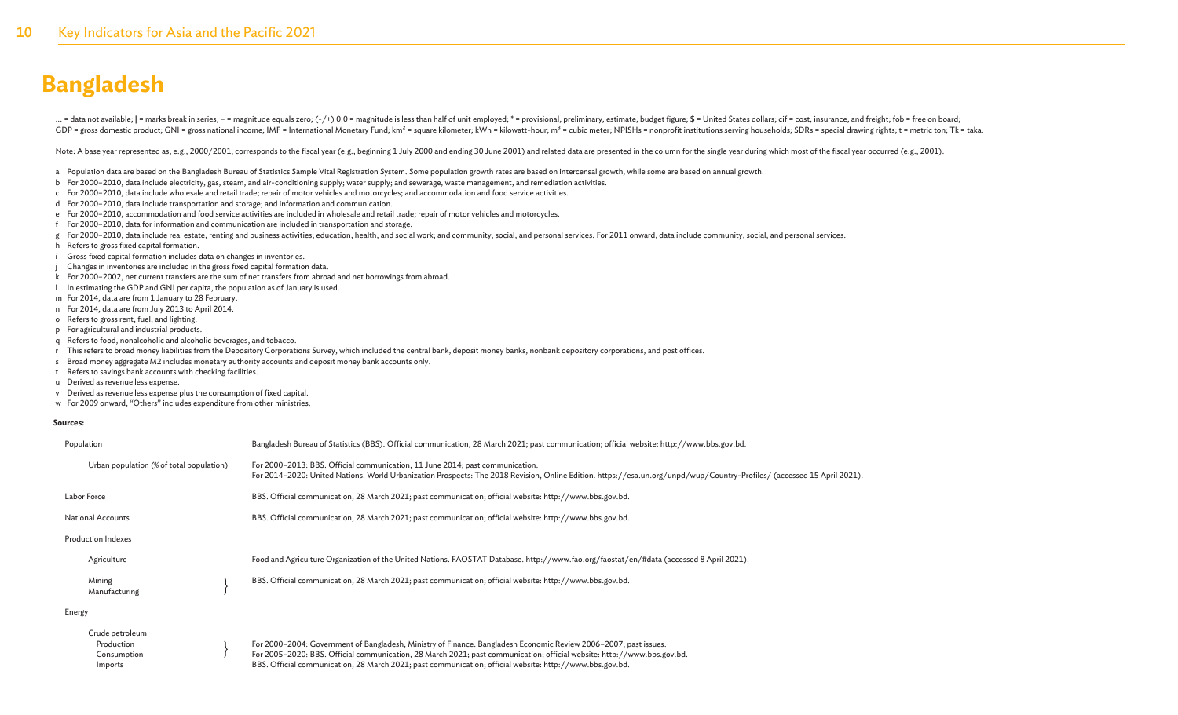# Bangladesh

... = data not available; | = marks break in series; – = magnitude equals zero; (-/+) 0.0 = magnitude is less than half of unit employed; * = provisional, preliminary, estimate, budget figure; $ = United States dollars; cif = cost, insurance, and freight; fob = free on board; GDP = gross domestic product; GNI = gross national income; IMF = International Monetary Fund; km² = square kilometer; kWh = kilowatt-hour; m³ = cubic meter; NPISHs = nonprofit institutions serving households; SDRs = special drawing rights; t = metric ton; Tk = taka.

Note: A base year represented as, e.g., 2000/2001, corresponds to the fiscal year (e.g., beginning 1 July 2000 and ending 30 June 2001) and related data are presented in the column for the single year during which most of the fiscal year occurred (e.g., 2001).

a Population data are based on the Bangladesh Bureau of Statistics Sample Vital Registration System. Some population growth rates are based on intercensal growth, while some are based on annual growth.
b For 2000–2010, data include electricity, gas, steam, and air-conditioning supply; water supply; and sewerage, waste management, and remediation activities.
c For 2000–2010, data include wholesale and retail trade; repair of motor vehicles and motorcycles; and accommodation and food service activities.
d For 2000–2010, data include transportation and storage; and information and communication.
e For 2000–2010, accommodation and food service activities are included in wholesale and retail trade; repair of motor vehicles and motorcycles.
f For 2000–2010, data for information and communication are included in transportation and storage.
g For 2000–2010, data include real estate, renting and business activities; education, health, and social work; and community, social, and personal services. For 2011 onward, data include community, social, and personal services.
h Refers to gross fixed capital formation.
i Gross fixed capital formation includes data on changes in inventories.
j Changes in inventories are included in the gross fixed capital formation data.
k For 2000–2002, net current transfers are the sum of net transfers from abroad and net borrowings from abroad.
l In estimating the GDP and GNI per capita, the population as of January is used.
m For 2014, data are from 1 January to 28 February.
n For 2014, data are from July 2013 to April 2014.
o Refers to gross rent, fuel, and lighting.
p For agricultural and industrial products.
q Refers to food, nonalcoholic and alcoholic beverages, and tobacco.
r This refers to broad money liabilities from the Depository Corporations Survey, which included the central bank, deposit money banks, nonbank depository corporations, and post offices.
s Broad money aggregate M2 includes monetary authority accounts and deposit money bank accounts only.
t Refers to savings bank accounts with checking facilities.
u Derived as revenue less expense.
v Derived as revenue less expense plus the consumption of fixed capital.
w For 2009 onward, "Others" includes expenditure from other ministries.

**Sources:**

| | |
|---|---|
| Population | Bangladesh Bureau of Statistics (BBS). Official communication, 28 March 2021; past communication; official website: http://www.bbs.gov.bd. |
| Urban population (% of total population) | For 2000–2013: BBS. Official communication, 11 June 2014; past communication. For 2014–2020: United Nations. World Urbanization Prospects: The 2018 Revision, Online Edition. https://esa.un.org/unpd/wup/Country-Profiles/ (accessed 15 April 2021). |
| Labor Force | BBS. Official communication, 28 March 2021; past communication; official website: http://www.bbs.gov.bd. |
| National Accounts | BBS. Official communication, 28 March 2021; past communication; official website: http://www.bbs.gov.bd. |
| Production Indexes | |
| Agriculture | Food and Agriculture Organization of the United Nations. FAOSTAT Database. http://www.fao.org/faostat/en/#data (accessed 8 April 2021). |
| Mining, Manufacturing | BBS. Official communication, 28 March 2021; past communication; official website: http://www.bbs.gov.bd. |
| Energy | |
| Crude petroleum: Production, Consumption | For 2000–2004: Government of Bangladesh, Ministry of Finance. Bangladesh Economic Review 2006–2007; past issues. For 2005–2020: BBS. Official communication, 28 March 2021; past communication; official website: http://www.bbs.gov.bd. |
| Imports | BBS. Official communication, 28 March 2021; past communication; official website: http://www.bbs.gov.bd. |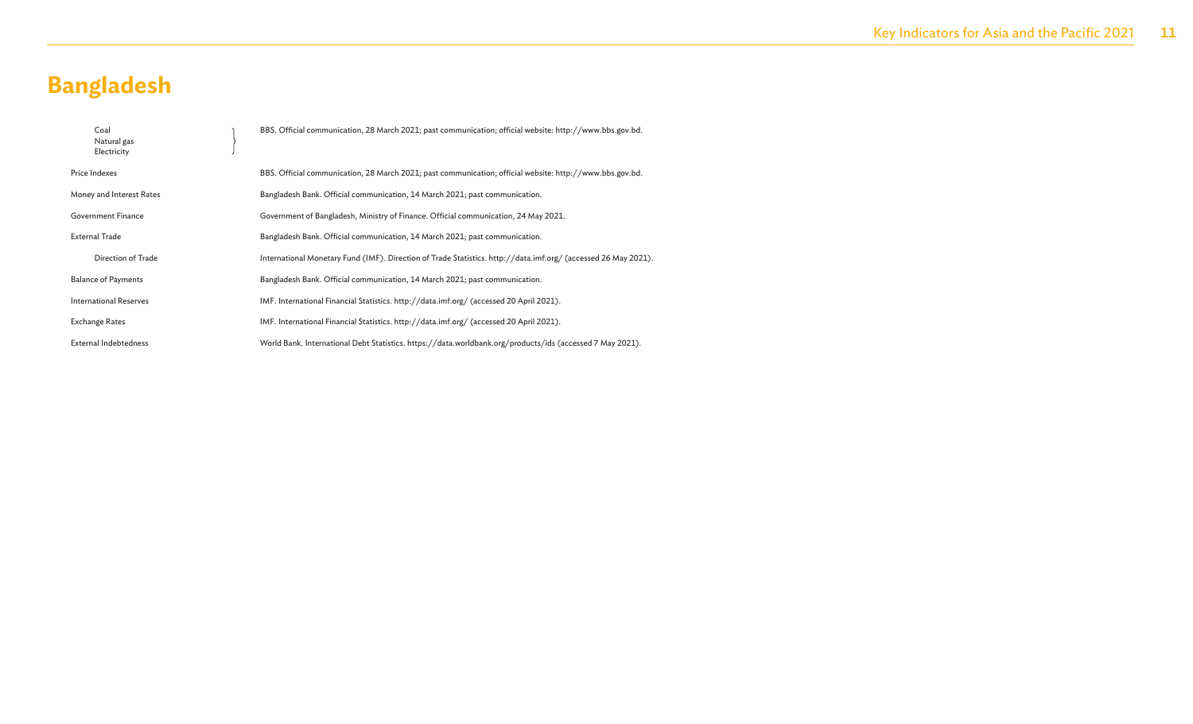# Bangladesh

| | |
|---|---|
| Coal<br>Natural gas<br>Electricity | BBS. Official communication, 28 March 2021; past communication; official website: http://www.bbs.gov.bd. |
| Price Indexes | BBS. Official communication, 28 March 2021; past communication; official website: http://www.bbs.gov.bd. |
| Money and Interest Rates | Bangladesh Bank. Official communication, 14 March 2021; past communication. |
| Government Finance | Government of Bangladesh, Ministry of Finance. Official communication, 24 May 2021. |
| External Trade | Bangladesh Bank. Official communication, 14 March 2021; past communication. |
| Direction of Trade | International Monetary Fund (IMF). Direction of Trade Statistics. http://data.imf.org/ (accessed 26 May 2021). |
| Balance of Payments | Bangladesh Bank. Official communication, 14 March 2021; past communication. |
| International Reserves | IMF. International Financial Statistics. http://data.imf.org/ (accessed 20 April 2021). |
| Exchange Rates | IMF. International Financial Statistics. http://data.imf.org/ (accessed 20 April 2021). |
| External Indebtedness | World Bank. International Debt Statistics. https://data.worldbank.org/products/ids (accessed 7 May 2021). |